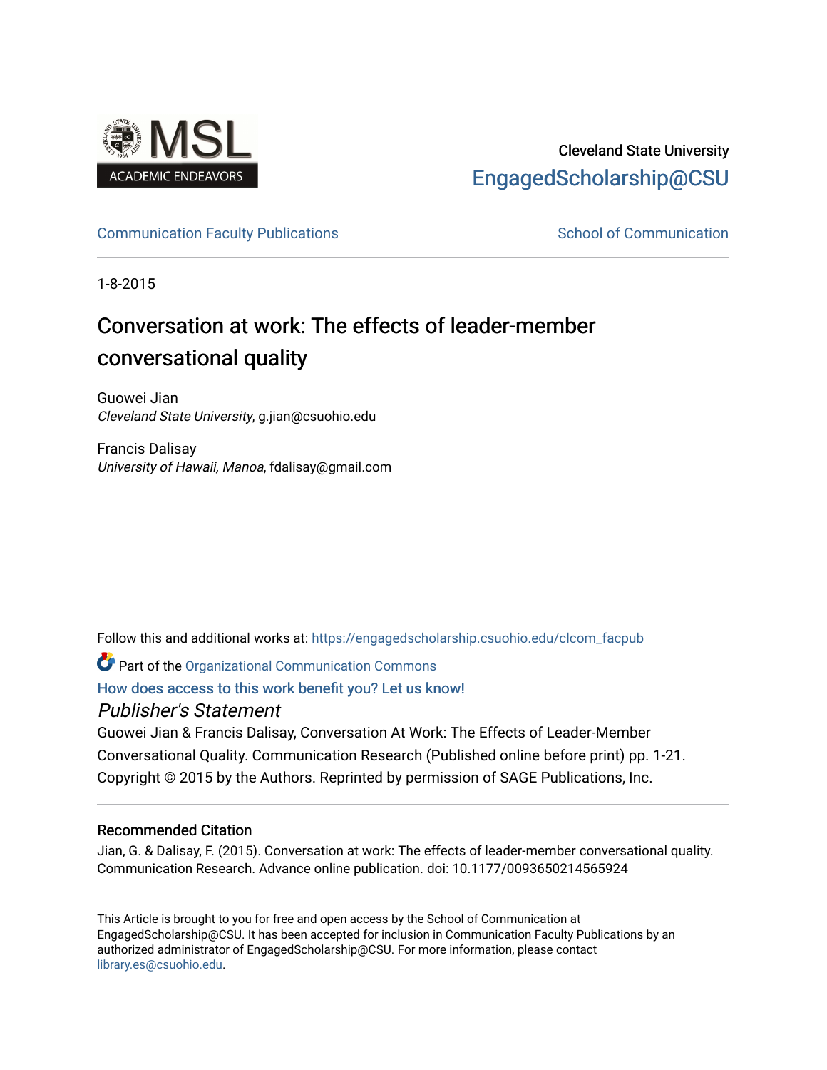Cleveland State University

EngagedScholarship@CSU

Communication Faculty Publications

School of Communication

1-8-2015

# Conversation at work: The effects of leader-member conversational quality

Guowei Jian
*Cleveland State University*, g.jian@csuohio.edu

Francis Dalisay
*University of Hawaii, Manoa*, fdalisay@gmail.com

Follow this and additional works at: https://engagedscholarship.csuohio.edu/clcom_facpub

Part of the Organizational Communication Commons

How does access to this work benefit you? Let us know!

*Publisher's Statement*

Guowei Jian & Francis Dalisay, Conversation At Work: The Effects of Leader-Member Conversational Quality. Communication Research (Published online before print) pp. 1-21. Copyright © 2015 by the Authors. Reprinted by permission of SAGE Publications, Inc.

### Recommended Citation

Jian, G. & Dalisay, F. (2015). Conversation at work: The effects of leader-member conversational quality. Communication Research. Advance online publication. doi: 10.1177/0093650214565924

This Article is brought to you for free and open access by the School of Communication at EngagedScholarship@CSU. It has been accepted for inclusion in Communication Faculty Publications by an authorized administrator of EngagedScholarship@CSU. For more information, please contact library.es@csuohio.edu.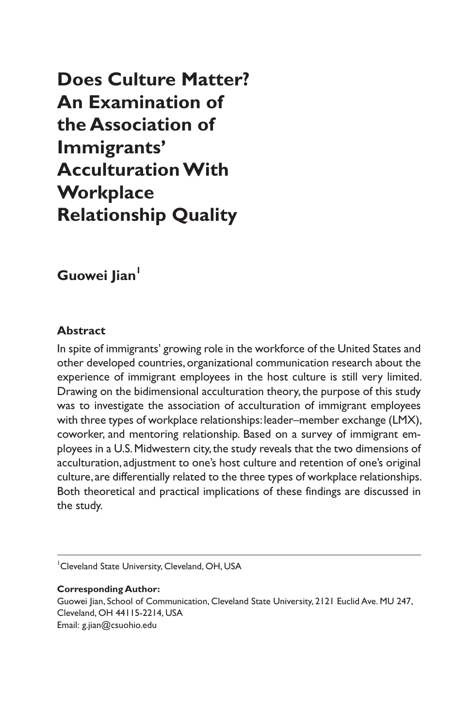# Does Culture Matter? An Examination of the Association of Immigrants' Acculturation With Workplace Relationship Quality

**Guowei Jian**[1]

### Abstract

In spite of immigrants' growing role in the workforce of the United States and other developed countries, organizational communication research about the experience of immigrant employees in the host culture is still very limited. Drawing on the bidimensional acculturation theory, the purpose of this study was to investigate the association of acculturation of immigrant employees with three types of workplace relationships: leader–member exchange (LMX), coworker, and mentoring relationship. Based on a survey of immigrant employees in a U.S. Midwestern city, the study reveals that the two dimensions of acculturation, adjustment to one's host culture and retention of one's original culture, are differentially related to the three types of workplace relationships. Both theoretical and practical implications of these findings are discussed in the study.

---

[1]Cleveland State University, Cleveland, OH, USA

**Corresponding Author:**
Guowei Jian, School of Communication, Cleveland State University, 2121 Euclid Ave. MU 247, Cleveland, OH 44115-2214, USA
Email: g.jian@csuohio.edu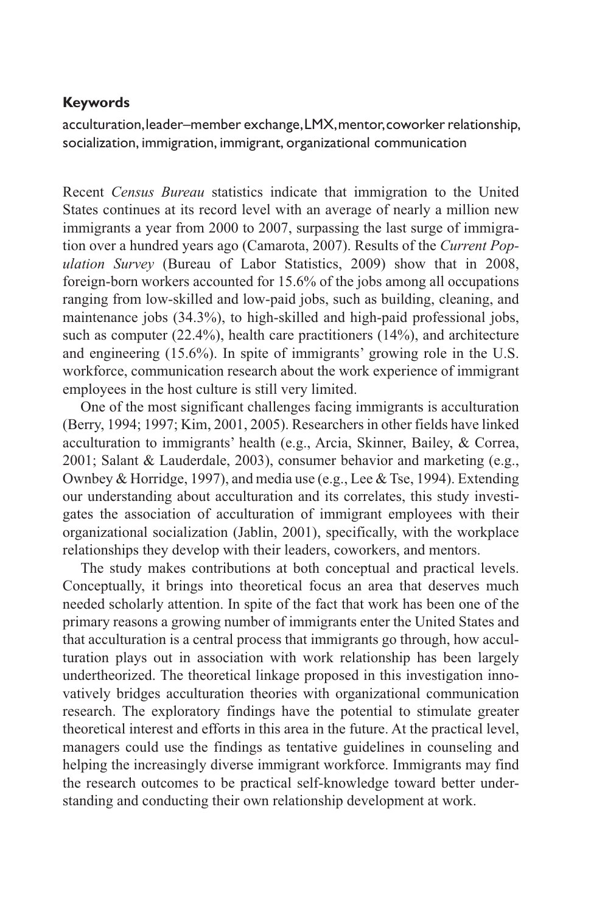**Keywords**

acculturation, leader–member exchange, LMX, mentor, coworker relationship, socialization, immigration, immigrant, organizational communication

Recent *Census Bureau* statistics indicate that immigration to the United States continues at its record level with an average of nearly a million new immigrants a year from 2000 to 2007, surpassing the last surge of immigration over a hundred years ago (Camarota, 2007). Results of the *Current Population Survey* (Bureau of Labor Statistics, 2009) show that in 2008, foreign-born workers accounted for 15.6% of the jobs among all occupations ranging from low-skilled and low-paid jobs, such as building, cleaning, and maintenance jobs (34.3%), to high-skilled and high-paid professional jobs, such as computer (22.4%), health care practitioners (14%), and architecture and engineering (15.6%). In spite of immigrants' growing role in the U.S. workforce, communication research about the work experience of immigrant employees in the host culture is still very limited.

One of the most significant challenges facing immigrants is acculturation (Berry, 1994; 1997; Kim, 2001, 2005). Researchers in other fields have linked acculturation to immigrants' health (e.g., Arcia, Skinner, Bailey, & Correa, 2001; Salant & Lauderdale, 2003), consumer behavior and marketing (e.g., Ownbey & Horridge, 1997), and media use (e.g., Lee & Tse, 1994). Extending our understanding about acculturation and its correlates, this study investigates the association of acculturation of immigrant employees with their organizational socialization (Jablin, 2001), specifically, with the workplace relationships they develop with their leaders, coworkers, and mentors.

The study makes contributions at both conceptual and practical levels. Conceptually, it brings into theoretical focus an area that deserves much needed scholarly attention. In spite of the fact that work has been one of the primary reasons a growing number of immigrants enter the United States and that acculturation is a central process that immigrants go through, how acculturation plays out in association with work relationship has been largely undertheorized. The theoretical linkage proposed in this investigation innovatively bridges acculturation theories with organizational communication research. The exploratory findings have the potential to stimulate greater theoretical interest and efforts in this area in the future. At the practical level, managers could use the findings as tentative guidelines in counseling and helping the increasingly diverse immigrant workforce. Immigrants may find the research outcomes to be practical self-knowledge toward better understanding and conducting their own relationship development at work.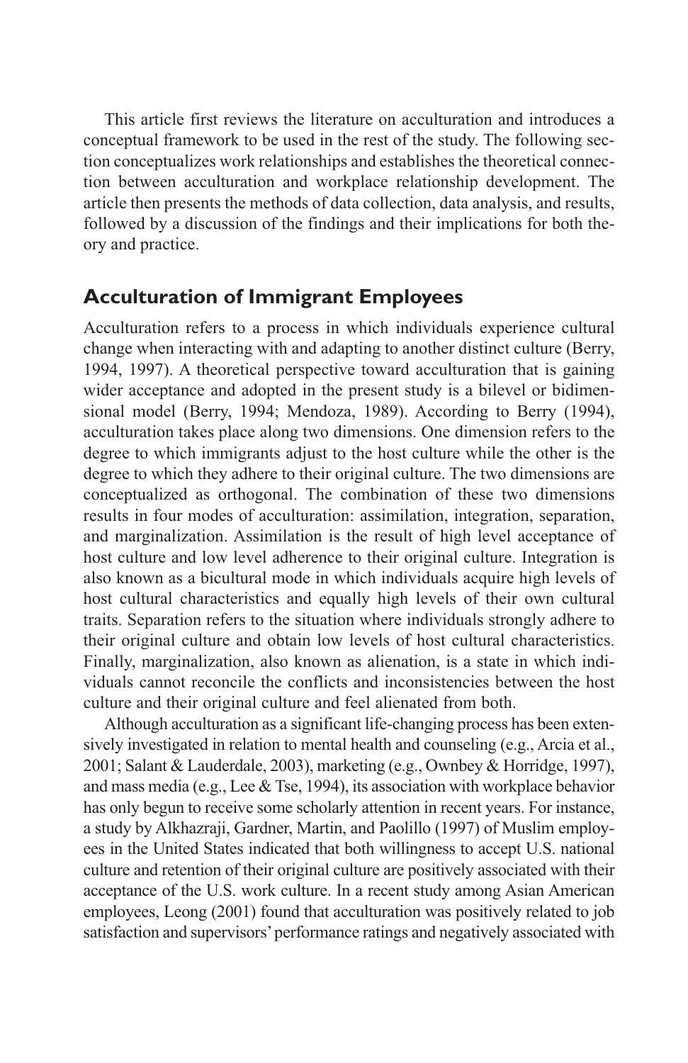This article first reviews the literature on acculturation and introduces a conceptual framework to be used in the rest of the study. The following section conceptualizes work relationships and establishes the theoretical connection between acculturation and workplace relationship development. The article then presents the methods of data collection, data analysis, and results, followed by a discussion of the findings and their implications for both theory and practice.

## Acculturation of Immigrant Employees

Acculturation refers to a process in which individuals experience cultural change when interacting with and adapting to another distinct culture (Berry, 1994, 1997). A theoretical perspective toward acculturation that is gaining wider acceptance and adopted in the present study is a bilevel or bidimensional model (Berry, 1994; Mendoza, 1989). According to Berry (1994), acculturation takes place along two dimensions. One dimension refers to the degree to which immigrants adjust to the host culture while the other is the degree to which they adhere to their original culture. The two dimensions are conceptualized as orthogonal. The combination of these two dimensions results in four modes of acculturation: assimilation, integration, separation, and marginalization. Assimilation is the result of high level acceptance of host culture and low level adherence to their original culture. Integration is also known as a bicultural mode in which individuals acquire high levels of host cultural characteristics and equally high levels of their own cultural traits. Separation refers to the situation where individuals strongly adhere to their original culture and obtain low levels of host cultural characteristics. Finally, marginalization, also known as alienation, is a state in which individuals cannot reconcile the conflicts and inconsistencies between the host culture and their original culture and feel alienated from both.

Although acculturation as a significant life-changing process has been extensively investigated in relation to mental health and counseling (e.g., Arcia et al., 2001; Salant & Lauderdale, 2003), marketing (e.g., Ownbey & Horridge, 1997), and mass media (e.g., Lee & Tse, 1994), its association with workplace behavior has only begun to receive some scholarly attention in recent years. For instance, a study by Alkhazraji, Gardner, Martin, and Paolillo (1997) of Muslim employees in the United States indicated that both willingness to accept U.S. national culture and retention of their original culture are positively associated with their acceptance of the U.S. work culture. In a recent study among Asian American employees, Leong (2001) found that acculturation was positively related to job satisfaction and supervisors' performance ratings and negatively associated with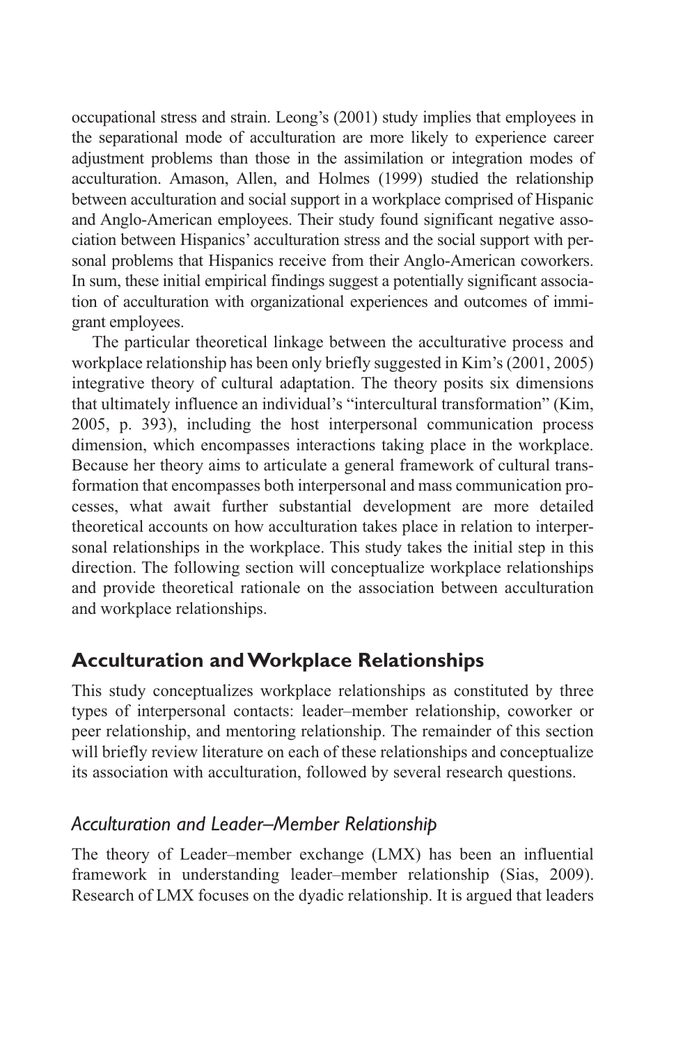occupational stress and strain. Leong's (2001) study implies that employees in the separational mode of acculturation are more likely to experience career adjustment problems than those in the assimilation or integration modes of acculturation. Amason, Allen, and Holmes (1999) studied the relationship between acculturation and social support in a workplace comprised of Hispanic and Anglo-American employees. Their study found significant negative association between Hispanics' acculturation stress and the social support with personal problems that Hispanics receive from their Anglo-American coworkers. In sum, these initial empirical findings suggest a potentially significant association of acculturation with organizational experiences and outcomes of immigrant employees.

The particular theoretical linkage between the acculturative process and workplace relationship has been only briefly suggested in Kim's (2001, 2005) integrative theory of cultural adaptation. The theory posits six dimensions that ultimately influence an individual's "intercultural transformation" (Kim, 2005, p. 393), including the host interpersonal communication process dimension, which encompasses interactions taking place in the workplace. Because her theory aims to articulate a general framework of cultural transformation that encompasses both interpersonal and mass communication processes, what await further substantial development are more detailed theoretical accounts on how acculturation takes place in relation to interpersonal relationships in the workplace. This study takes the initial step in this direction. The following section will conceptualize workplace relationships and provide theoretical rationale on the association between acculturation and workplace relationships.

## Acculturation and Workplace Relationships

This study conceptualizes workplace relationships as constituted by three types of interpersonal contacts: leader–member relationship, coworker or peer relationship, and mentoring relationship. The remainder of this section will briefly review literature on each of these relationships and conceptualize its association with acculturation, followed by several research questions.

### *Acculturation and Leader–Member Relationship*

The theory of Leader–member exchange (LMX) has been an influential framework in understanding leader–member relationship (Sias, 2009). Research of LMX focuses on the dyadic relationship. It is argued that leaders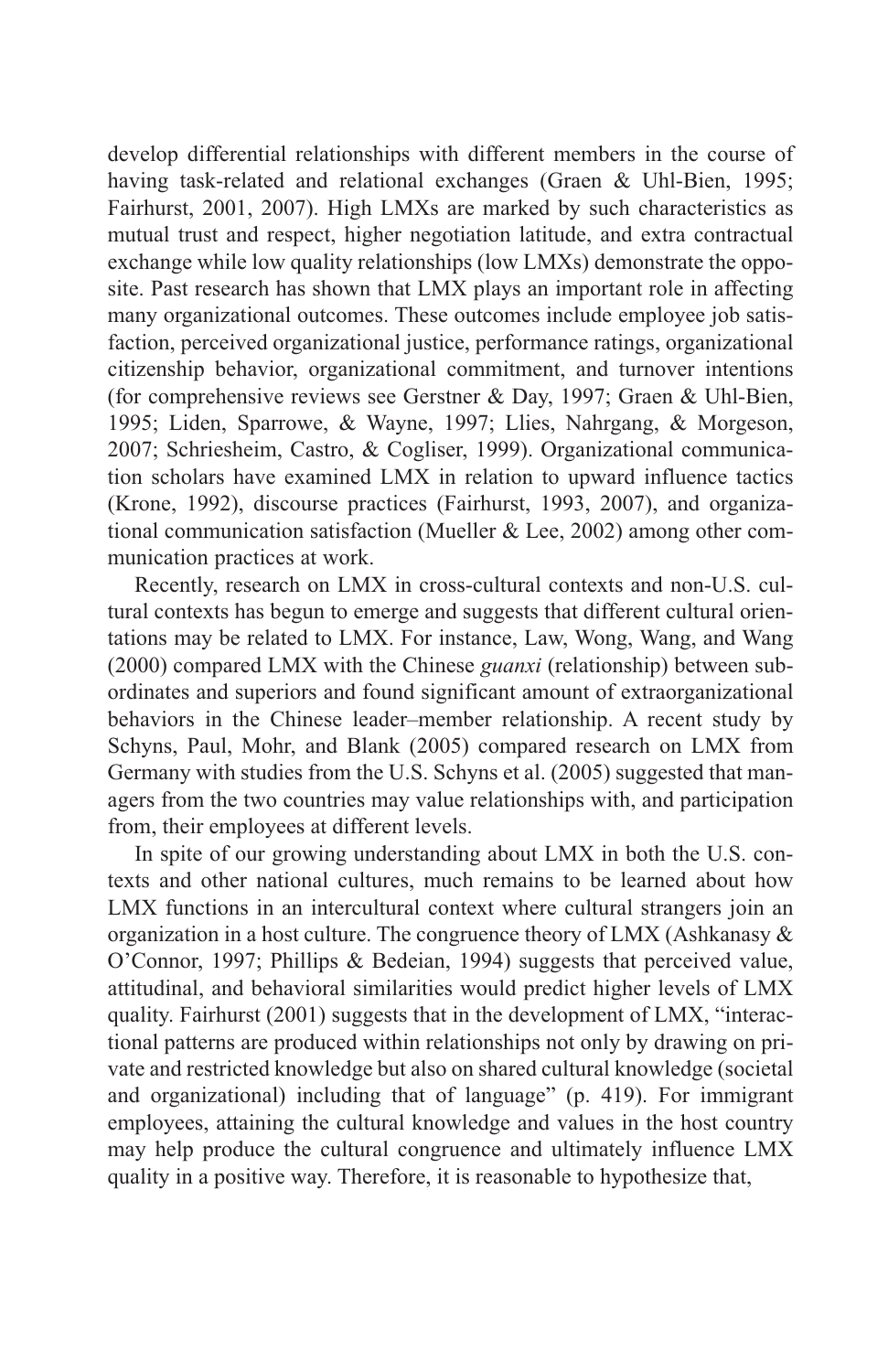develop differential relationships with different members in the course of having task-related and relational exchanges (Graen & Uhl-Bien, 1995; Fairhurst, 2001, 2007). High LMXs are marked by such characteristics as mutual trust and respect, higher negotiation latitude, and extra contractual exchange while low quality relationships (low LMXs) demonstrate the opposite. Past research has shown that LMX plays an important role in affecting many organizational outcomes. These outcomes include employee job satisfaction, perceived organizational justice, performance ratings, organizational citizenship behavior, organizational commitment, and turnover intentions (for comprehensive reviews see Gerstner & Day, 1997; Graen & Uhl-Bien, 1995; Liden, Sparrowe, & Wayne, 1997; Llies, Nahrgang, & Morgeson, 2007; Schriesheim, Castro, & Cogliser, 1999). Organizational communication scholars have examined LMX in relation to upward influence tactics (Krone, 1992), discourse practices (Fairhurst, 1993, 2007), and organizational communication satisfaction (Mueller & Lee, 2002) among other communication practices at work.

Recently, research on LMX in cross-cultural contexts and non-U.S. cultural contexts has begun to emerge and suggests that different cultural orientations may be related to LMX. For instance, Law, Wong, Wang, and Wang (2000) compared LMX with the Chinese *guanxi* (relationship) between subordinates and superiors and found significant amount of extraorganizational behaviors in the Chinese leader–member relationship. A recent study by Schyns, Paul, Mohr, and Blank (2005) compared research on LMX from Germany with studies from the U.S. Schyns et al. (2005) suggested that managers from the two countries may value relationships with, and participation from, their employees at different levels.

In spite of our growing understanding about LMX in both the U.S. contexts and other national cultures, much remains to be learned about how LMX functions in an intercultural context where cultural strangers join an organization in a host culture. The congruence theory of LMX (Ashkanasy & O'Connor, 1997; Phillips & Bedeian, 1994) suggests that perceived value, attitudinal, and behavioral similarities would predict higher levels of LMX quality. Fairhurst (2001) suggests that in the development of LMX, "interactional patterns are produced within relationships not only by drawing on private and restricted knowledge but also on shared cultural knowledge (societal and organizational) including that of language" (p. 419). For immigrant employees, attaining the cultural knowledge and values in the host country may help produce the cultural congruence and ultimately influence LMX quality in a positive way. Therefore, it is reasonable to hypothesize that,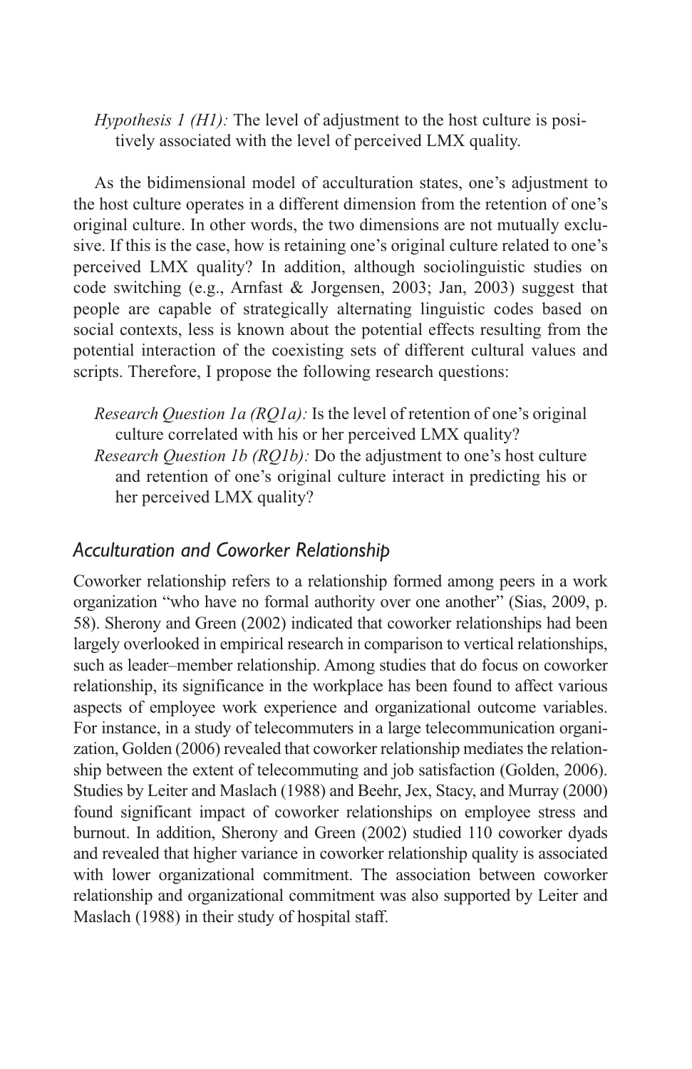*Hypothesis 1 (H1):* The level of adjustment to the host culture is positively associated with the level of perceived LMX quality.

As the bidimensional model of acculturation states, one's adjustment to the host culture operates in a different dimension from the retention of one's original culture. In other words, the two dimensions are not mutually exclusive. If this is the case, how is retaining one's original culture related to one's perceived LMX quality? In addition, although sociolinguistic studies on code switching (e.g., Arnfast & Jorgensen, 2003; Jan, 2003) suggest that people are capable of strategically alternating linguistic codes based on social contexts, less is known about the potential effects resulting from the potential interaction of the coexisting sets of different cultural values and scripts. Therefore, I propose the following research questions:

*Research Question 1a (RQ1a):* Is the level of retention of one's original culture correlated with his or her perceived LMX quality?

*Research Question 1b (RQ1b):* Do the adjustment to one's host culture and retention of one's original culture interact in predicting his or her perceived LMX quality?

## *Acculturation and Coworker Relationship*

Coworker relationship refers to a relationship formed among peers in a work organization "who have no formal authority over one another" (Sias, 2009, p. 58). Sherony and Green (2002) indicated that coworker relationships had been largely overlooked in empirical research in comparison to vertical relationships, such as leader–member relationship. Among studies that do focus on coworker relationship, its significance in the workplace has been found to affect various aspects of employee work experience and organizational outcome variables. For instance, in a study of telecommuters in a large telecommunication organization, Golden (2006) revealed that coworker relationship mediates the relationship between the extent of telecommuting and job satisfaction (Golden, 2006). Studies by Leiter and Maslach (1988) and Beehr, Jex, Stacy, and Murray (2000) found significant impact of coworker relationships on employee stress and burnout. In addition, Sherony and Green (2002) studied 110 coworker dyads and revealed that higher variance in coworker relationship quality is associated with lower organizational commitment. The association between coworker relationship and organizational commitment was also supported by Leiter and Maslach (1988) in their study of hospital staff.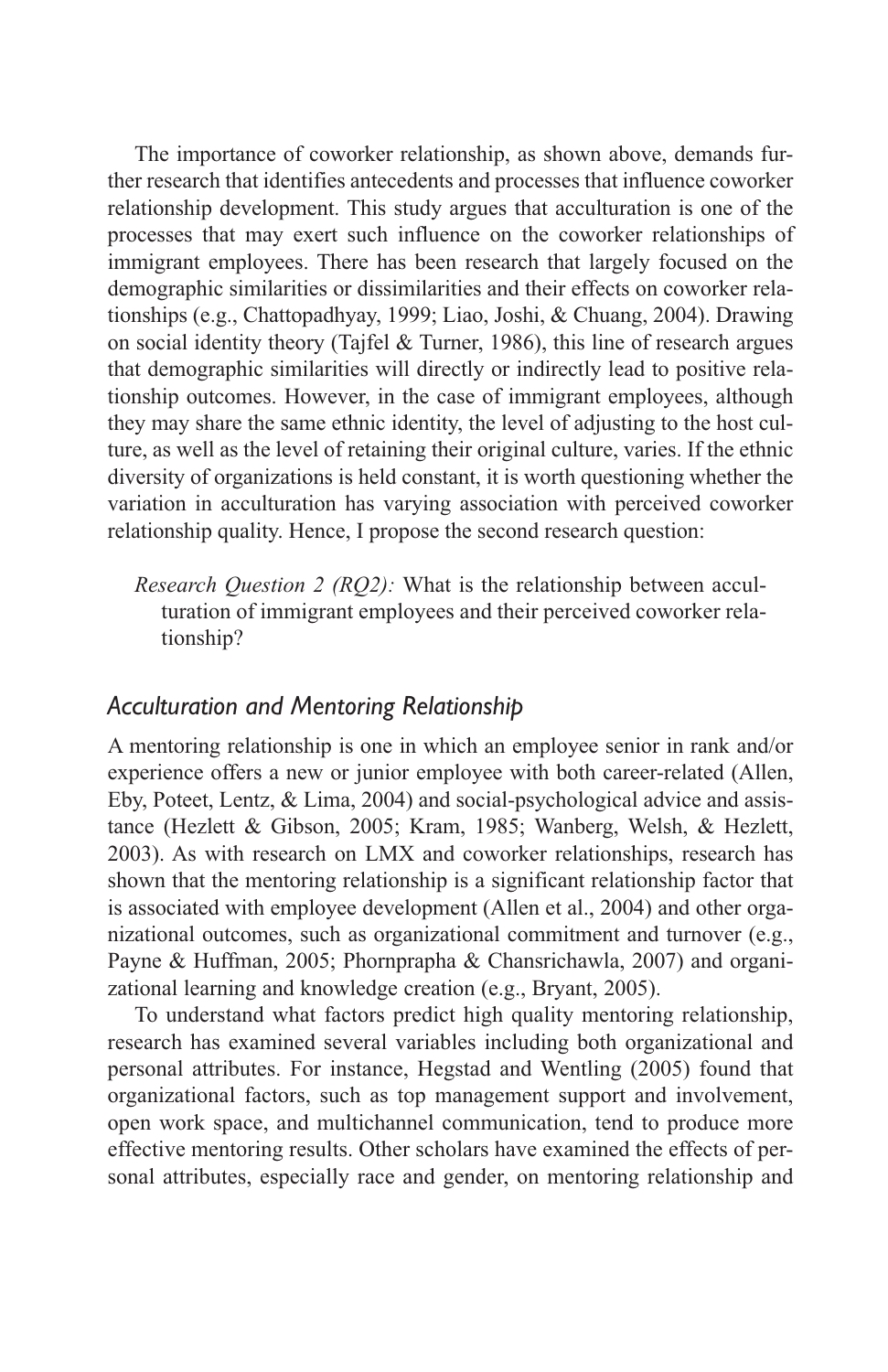The importance of coworker relationship, as shown above, demands further research that identifies antecedents and processes that influence coworker relationship development. This study argues that acculturation is one of the processes that may exert such influence on the coworker relationships of immigrant employees. There has been research that largely focused on the demographic similarities or dissimilarities and their effects on coworker relationships (e.g., Chattopadhyay, 1999; Liao, Joshi, & Chuang, 2004). Drawing on social identity theory (Tajfel & Turner, 1986), this line of research argues that demographic similarities will directly or indirectly lead to positive relationship outcomes. However, in the case of immigrant employees, although they may share the same ethnic identity, the level of adjusting to the host culture, as well as the level of retaining their original culture, varies. If the ethnic diversity of organizations is held constant, it is worth questioning whether the variation in acculturation has varying association with perceived coworker relationship quality. Hence, I propose the second research question:

> *Research Question 2 (RQ2):* What is the relationship between acculturation of immigrant employees and their perceived coworker relationship?

### *Acculturation and Mentoring Relationship*

A mentoring relationship is one in which an employee senior in rank and/or experience offers a new or junior employee with both career-related (Allen, Eby, Poteet, Lentz, & Lima, 2004) and social-psychological advice and assistance (Hezlett & Gibson, 2005; Kram, 1985; Wanberg, Welsh, & Hezlett, 2003). As with research on LMX and coworker relationships, research has shown that the mentoring relationship is a significant relationship factor that is associated with employee development (Allen et al., 2004) and other organizational outcomes, such as organizational commitment and turnover (e.g., Payne & Huffman, 2005; Phornprapha & Chansrichawla, 2007) and organizational learning and knowledge creation (e.g., Bryant, 2005).

To understand what factors predict high quality mentoring relationship, research has examined several variables including both organizational and personal attributes. For instance, Hegstad and Wentling (2005) found that organizational factors, such as top management support and involvement, open work space, and multichannel communication, tend to produce more effective mentoring results. Other scholars have examined the effects of personal attributes, especially race and gender, on mentoring relationship and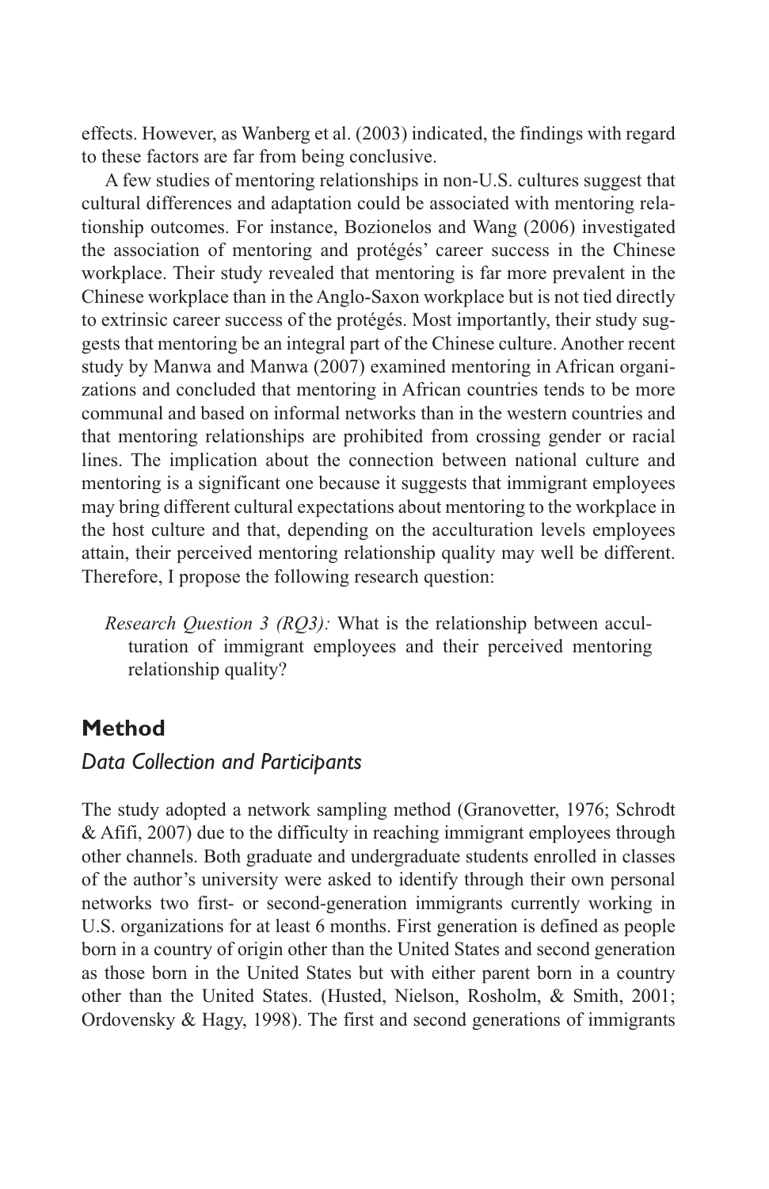effects. However, as Wanberg et al. (2003) indicated, the findings with regard to these factors are far from being conclusive.

A few studies of mentoring relationships in non-U.S. cultures suggest that cultural differences and adaptation could be associated with mentoring relationship outcomes. For instance, Bozionelos and Wang (2006) investigated the association of mentoring and protégés' career success in the Chinese workplace. Their study revealed that mentoring is far more prevalent in the Chinese workplace than in the Anglo-Saxon workplace but is not tied directly to extrinsic career success of the protégés. Most importantly, their study suggests that mentoring be an integral part of the Chinese culture. Another recent study by Manwa and Manwa (2007) examined mentoring in African organizations and concluded that mentoring in African countries tends to be more communal and based on informal networks than in the western countries and that mentoring relationships are prohibited from crossing gender or racial lines. The implication about the connection between national culture and mentoring is a significant one because it suggests that immigrant employees may bring different cultural expectations about mentoring to the workplace in the host culture and that, depending on the acculturation levels employees attain, their perceived mentoring relationship quality may well be different. Therefore, I propose the following research question:

> *Research Question 3 (RQ3):* What is the relationship between acculturation of immigrant employees and their perceived mentoring relationship quality?

## Method

### Data Collection and Participants

The study adopted a network sampling method (Granovetter, 1976; Schrodt & Afifi, 2007) due to the difficulty in reaching immigrant employees through other channels. Both graduate and undergraduate students enrolled in classes of the author's university were asked to identify through their own personal networks two first- or second-generation immigrants currently working in U.S. organizations for at least 6 months. First generation is defined as people born in a country of origin other than the United States and second generation as those born in the United States but with either parent born in a country other than the United States. (Husted, Nielson, Rosholm, & Smith, 2001; Ordovensky & Hagy, 1998). The first and second generations of immigrants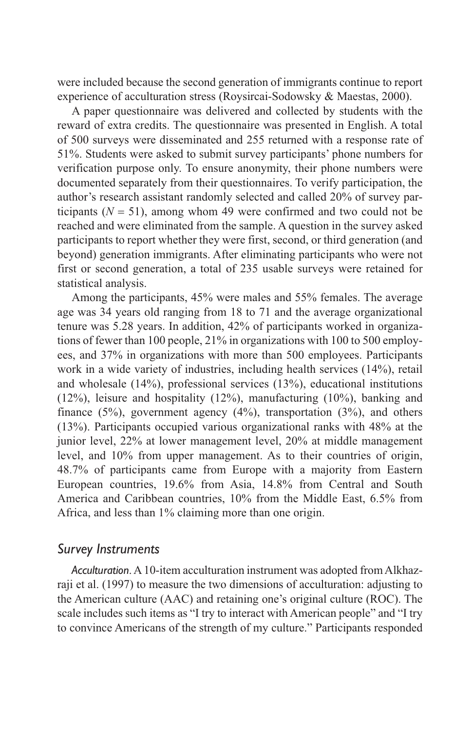were included because the second generation of immigrants continue to report experience of acculturation stress (Roysircai-Sodowsky & Maestas, 2000).

A paper questionnaire was delivered and collected by students with the reward of extra credits. The questionnaire was presented in English. A total of 500 surveys were disseminated and 255 returned with a response rate of 51%. Students were asked to submit survey participants' phone numbers for verification purpose only. To ensure anonymity, their phone numbers were documented separately from their questionnaires. To verify participation, the author's research assistant randomly selected and called 20% of survey participants ($N = 51$), among whom 49 were confirmed and two could not be reached and were eliminated from the sample. A question in the survey asked participants to report whether they were first, second, or third generation (and beyond) generation immigrants. After eliminating participants who were not first or second generation, a total of 235 usable surveys were retained for statistical analysis.

Among the participants, 45% were males and 55% females. The average age was 34 years old ranging from 18 to 71 and the average organizational tenure was 5.28 years. In addition, 42% of participants worked in organizations of fewer than 100 people, 21% in organizations with 100 to 500 employees, and 37% in organizations with more than 500 employees. Participants work in a wide variety of industries, including health services (14%), retail and wholesale (14%), professional services (13%), educational institutions (12%), leisure and hospitality (12%), manufacturing (10%), banking and finance (5%), government agency (4%), transportation (3%), and others (13%). Participants occupied various organizational ranks with 48% at the junior level, 22% at lower management level, 20% at middle management level, and 10% from upper management. As to their countries of origin, 48.7% of participants came from Europe with a majority from Eastern European countries, 19.6% from Asia, 14.8% from Central and South America and Caribbean countries, 10% from the Middle East, 6.5% from Africa, and less than 1% claiming more than one origin.

## Survey Instruments

*Acculturation*. A 10-item acculturation instrument was adopted from Alkhazraji et al. (1997) to measure the two dimensions of acculturation: adjusting to the American culture (AAC) and retaining one's original culture (ROC). The scale includes such items as "I try to interact with American people" and "I try to convince Americans of the strength of my culture." Participants responded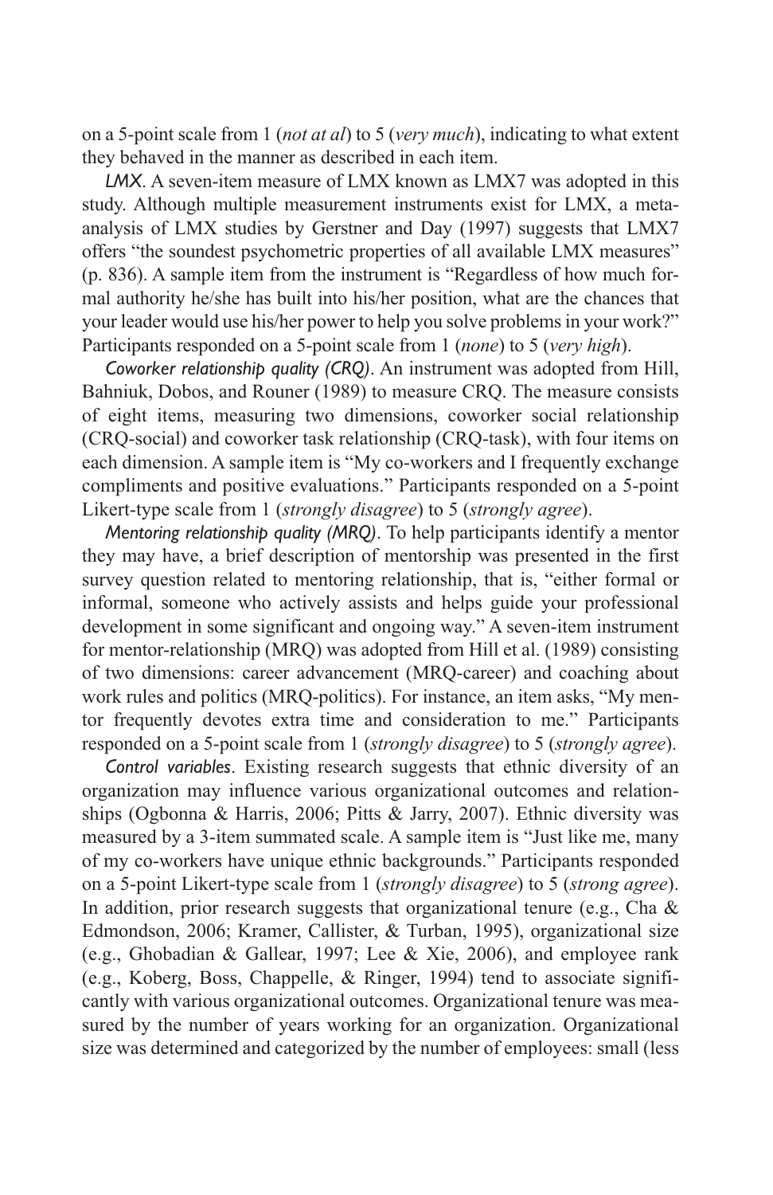on a 5-point scale from 1 (*not at al*) to 5 (*very much*), indicating to what extent they behaved in the manner as described in each item.

*LMX*. A seven-item measure of LMX known as LMX7 was adopted in this study. Although multiple measurement instruments exist for LMX, a meta-analysis of LMX studies by Gerstner and Day (1997) suggests that LMX7 offers "the soundest psychometric properties of all available LMX measures" (p. 836). A sample item from the instrument is "Regardless of how much formal authority he/she has built into his/her position, what are the chances that your leader would use his/her power to help you solve problems in your work?" Participants responded on a 5-point scale from 1 (*none*) to 5 (*very high*).

*Coworker relationship quality (CRQ)*. An instrument was adopted from Hill, Bahniuk, Dobos, and Rouner (1989) to measure CRQ. The measure consists of eight items, measuring two dimensions, coworker social relationship (CRQ-social) and coworker task relationship (CRQ-task), with four items on each dimension. A sample item is "My co-workers and I frequently exchange compliments and positive evaluations." Participants responded on a 5-point Likert-type scale from 1 (*strongly disagree*) to 5 (*strongly agree*).

*Mentoring relationship quality (MRQ)*. To help participants identify a mentor they may have, a brief description of mentorship was presented in the first survey question related to mentoring relationship, that is, "either formal or informal, someone who actively assists and helps guide your professional development in some significant and ongoing way." A seven-item instrument for mentor-relationship (MRQ) was adopted from Hill et al. (1989) consisting of two dimensions: career advancement (MRQ-career) and coaching about work rules and politics (MRQ-politics). For instance, an item asks, "My mentor frequently devotes extra time and consideration to me." Participants responded on a 5-point scale from 1 (*strongly disagree*) to 5 (*strongly agree*).

*Control variables*. Existing research suggests that ethnic diversity of an organization may influence various organizational outcomes and relationships (Ogbonna & Harris, 2006; Pitts & Jarry, 2007). Ethnic diversity was measured by a 3-item summated scale. A sample item is "Just like me, many of my co-workers have unique ethnic backgrounds." Participants responded on a 5-point Likert-type scale from 1 (*strongly disagree*) to 5 (*strong agree*). In addition, prior research suggests that organizational tenure (e.g., Cha & Edmondson, 2006; Kramer, Callister, & Turban, 1995), organizational size (e.g., Ghobadian & Gallear, 1997; Lee & Xie, 2006), and employee rank (e.g., Koberg, Boss, Chappelle, & Ringer, 1994) tend to associate significantly with various organizational outcomes. Organizational tenure was measured by the number of years working for an organization. Organizational size was determined and categorized by the number of employees: small (less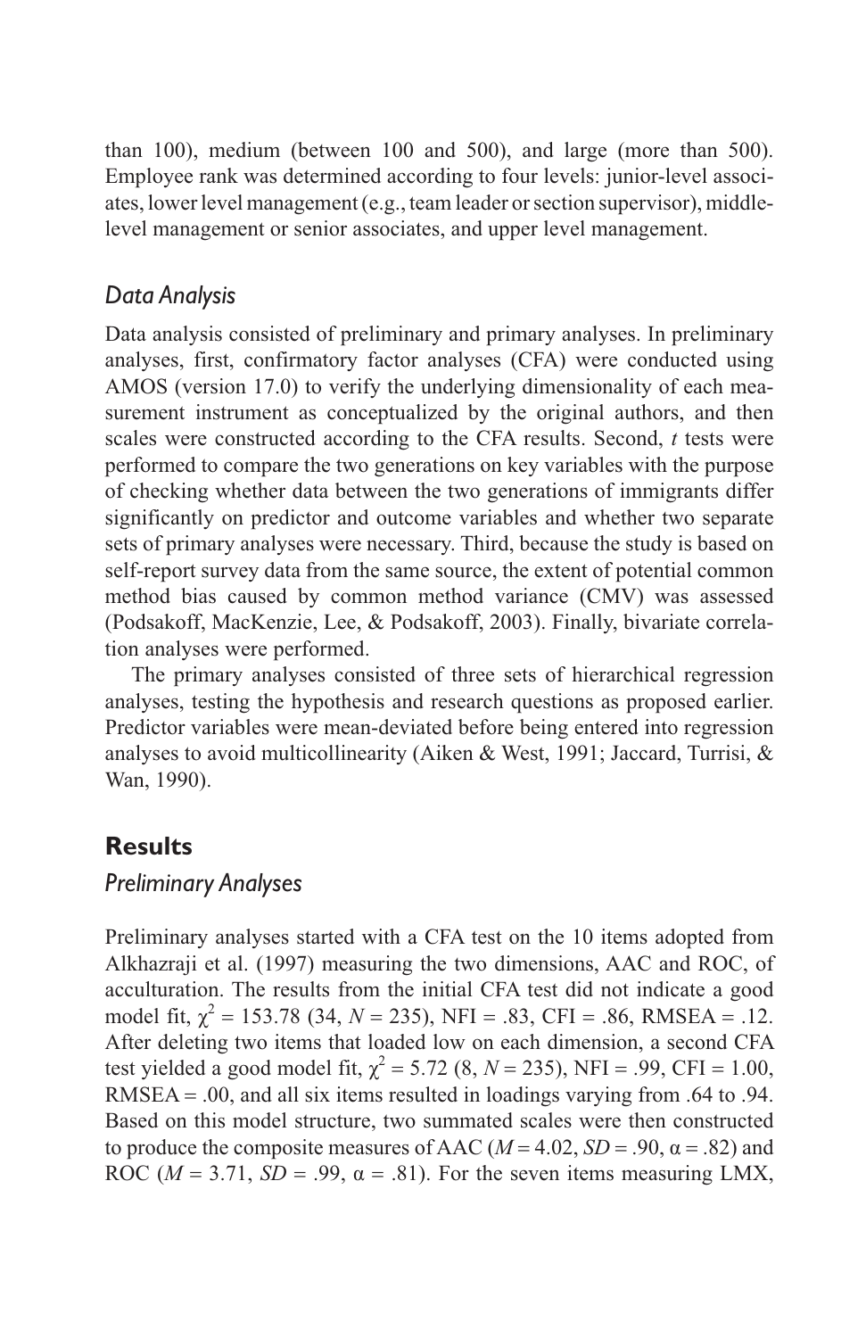than 100), medium (between 100 and 500), and large (more than 500). Employee rank was determined according to four levels: junior-level associates, lower level management (e.g., team leader or section supervisor), middle-level management or senior associates, and upper level management.

### *Data Analysis*

Data analysis consisted of preliminary and primary analyses. In preliminary analyses, first, confirmatory factor analyses (CFA) were conducted using AMOS (version 17.0) to verify the underlying dimensionality of each measurement instrument as conceptualized by the original authors, and then scales were constructed according to the CFA results. Second, *t* tests were performed to compare the two generations on key variables with the purpose of checking whether data between the two generations of immigrants differ significantly on predictor and outcome variables and whether two separate sets of primary analyses were necessary. Third, because the study is based on self-report survey data from the same source, the extent of potential common method bias caused by common method variance (CMV) was assessed (Podsakoff, MacKenzie, Lee, & Podsakoff, 2003). Finally, bivariate correlation analyses were performed.

The primary analyses consisted of three sets of hierarchical regression analyses, testing the hypothesis and research questions as proposed earlier. Predictor variables were mean-deviated before being entered into regression analyses to avoid multicollinearity (Aiken & West, 1991; Jaccard, Turrisi, & Wan, 1990).

## **Results**

### *Preliminary Analyses*

Preliminary analyses started with a CFA test on the 10 items adopted from Alkhazraji et al. (1997) measuring the two dimensions, AAC and ROC, of acculturation. The results from the initial CFA test did not indicate a good model fit, $\chi^2 = 153.78$ (34, $N = 235$), NFI = .83, CFI = .86, RMSEA = .12. After deleting two items that loaded low on each dimension, a second CFA test yielded a good model fit, $\chi^2 = 5.72$ (8, $N = 235$), NFI = .99, CFI = 1.00, RMSEA = .00, and all six items resulted in loadings varying from .64 to .94. Based on this model structure, two summated scales were then constructed to produce the composite measures of AAC ($M = 4.02$, $SD = .90$, $\alpha = .82$) and ROC ($M = 3.71$, $SD = .99$, $\alpha = .81$). For the seven items measuring LMX,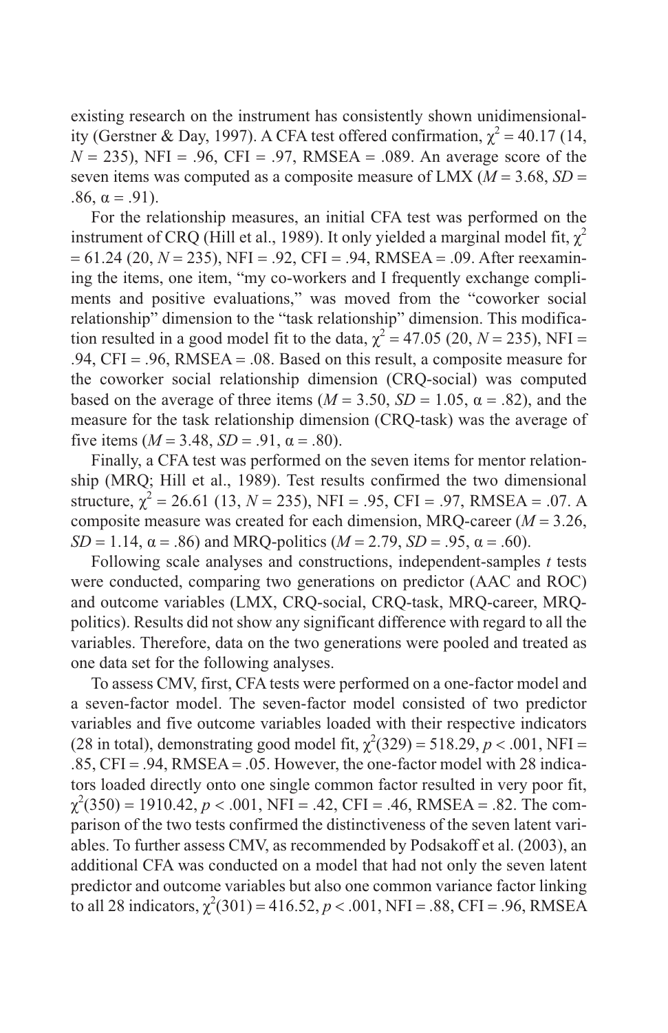existing research on the instrument has consistently shown unidimensionality (Gerstner & Day, 1997). A CFA test offered confirmation, $\chi^2 = 40.17$ (14, $N = 235$), NFI = .96, CFI = .97, RMSEA = .089. An average score of the seven items was computed as a composite measure of LMX ($M = 3.68$, $SD = .86$, $\alpha = .91$).

For the relationship measures, an initial CFA test was performed on the instrument of CRQ (Hill et al., 1989). It only yielded a marginal model fit, $\chi^2 = 61.24$ (20, $N = 235$), NFI = .92, CFI = .94, RMSEA = .09. After reexamining the items, one item, "my co-workers and I frequently exchange compliments and positive evaluations," was moved from the "coworker social relationship" dimension to the "task relationship" dimension. This modification resulted in a good model fit to the data, $\chi^2 = 47.05$ (20, $N = 235$), NFI = .94, CFI = .96, RMSEA = .08. Based on this result, a composite measure for the coworker social relationship dimension (CRQ-social) was computed based on the average of three items ($M = 3.50$, $SD = 1.05$, $\alpha = .82$), and the measure for the task relationship dimension (CRQ-task) was the average of five items ($M = 3.48$, $SD = .91$, $\alpha = .80$).

Finally, a CFA test was performed on the seven items for mentor relationship (MRQ; Hill et al., 1989). Test results confirmed the two dimensional structure, $\chi^2 = 26.61$ (13, $N = 235$), NFI = .95, CFI = .97, RMSEA = .07. A composite measure was created for each dimension, MRQ-career ($M = 3.26$, $SD = 1.14$, $\alpha = .86$) and MRQ-politics ($M = 2.79$, $SD = .95$, $\alpha = .60$).

Following scale analyses and constructions, independent-samples $t$ tests were conducted, comparing two generations on predictor (AAC and ROC) and outcome variables (LMX, CRQ-social, CRQ-task, MRQ-career, MRQ-politics). Results did not show any significant difference with regard to all the variables. Therefore, data on the two generations were pooled and treated as one data set for the following analyses.

To assess CMV, first, CFA tests were performed on a one-factor model and a seven-factor model. The seven-factor model consisted of two predictor variables and five outcome variables loaded with their respective indicators (28 in total), demonstrating good model fit, $\chi^2(329) = 518.29$, $p < .001$, NFI = .85, CFI = .94, RMSEA = .05. However, the one-factor model with 28 indicators loaded directly onto one single common factor resulted in very poor fit, $\chi^2(350) = 1910.42$, $p < .001$, NFI = .42, CFI = .46, RMSEA = .82. The comparison of the two tests confirmed the distinctiveness of the seven latent variables. To further assess CMV, as recommended by Podsakoff et al. (2003), an additional CFA was conducted on a model that had not only the seven latent predictor and outcome variables but also one common variance factor linking to all 28 indicators, $\chi^2(301) = 416.52$, $p < .001$, NFI = .88, CFI = .96, RMSEA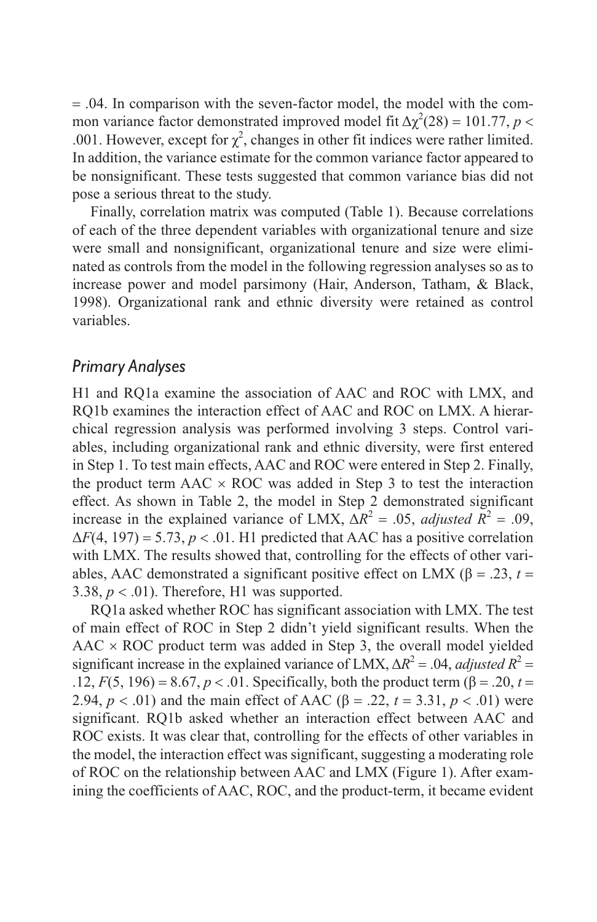= .04. In comparison with the seven-factor model, the model with the common variance factor demonstrated improved model fit $\Delta\chi^2(28) = 101.77$, $p < .001$. However, except for $\chi^2$, changes in other fit indices were rather limited. In addition, the variance estimate for the common variance factor appeared to be nonsignificant. These tests suggested that common variance bias did not pose a serious threat to the study.

Finally, correlation matrix was computed (Table 1). Because correlations of each of the three dependent variables with organizational tenure and size were small and nonsignificant, organizational tenure and size were eliminated as controls from the model in the following regression analyses so as to increase power and model parsimony (Hair, Anderson, Tatham, & Black, 1998). Organizational rank and ethnic diversity were retained as control variables.

## *Primary Analyses*

H1 and RQ1a examine the association of AAC and ROC with LMX, and RQ1b examines the interaction effect of AAC and ROC on LMX. A hierarchical regression analysis was performed involving 3 steps. Control variables, including organizational rank and ethnic diversity, were first entered in Step 1. To test main effects, AAC and ROC were entered in Step 2. Finally, the product term AAC × ROC was added in Step 3 to test the interaction effect. As shown in Table 2, the model in Step 2 demonstrated significant increase in the explained variance of LMX, $\Delta R^2 = .05$, *adjusted* $R^2 = .09$, $\Delta F(4, 197) = 5.73$, $p < .01$. H1 predicted that AAC has a positive correlation with LMX. The results showed that, controlling for the effects of other variables, AAC demonstrated a significant positive effect on LMX ($\beta = .23$, $t = 3.38$, $p < .01$). Therefore, H1 was supported.

RQ1a asked whether ROC has significant association with LMX. The test of main effect of ROC in Step 2 didn't yield significant results. When the AAC × ROC product term was added in Step 3, the overall model yielded significant increase in the explained variance of LMX, $\Delta R^2 = .04$, *adjusted* $R^2 = .12$, $F(5, 196) = 8.67$, $p < .01$. Specifically, both the product term ($\beta = .20$, $t = 2.94$, $p < .01$) and the main effect of AAC ($\beta = .22$, $t = 3.31$, $p < .01$) were significant. RQ1b asked whether an interaction effect between AAC and ROC exists. It was clear that, controlling for the effects of other variables in the model, the interaction effect was significant, suggesting a moderating role of ROC on the relationship between AAC and LMX (Figure 1). After examining the coefficients of AAC, ROC, and the product-term, it became evident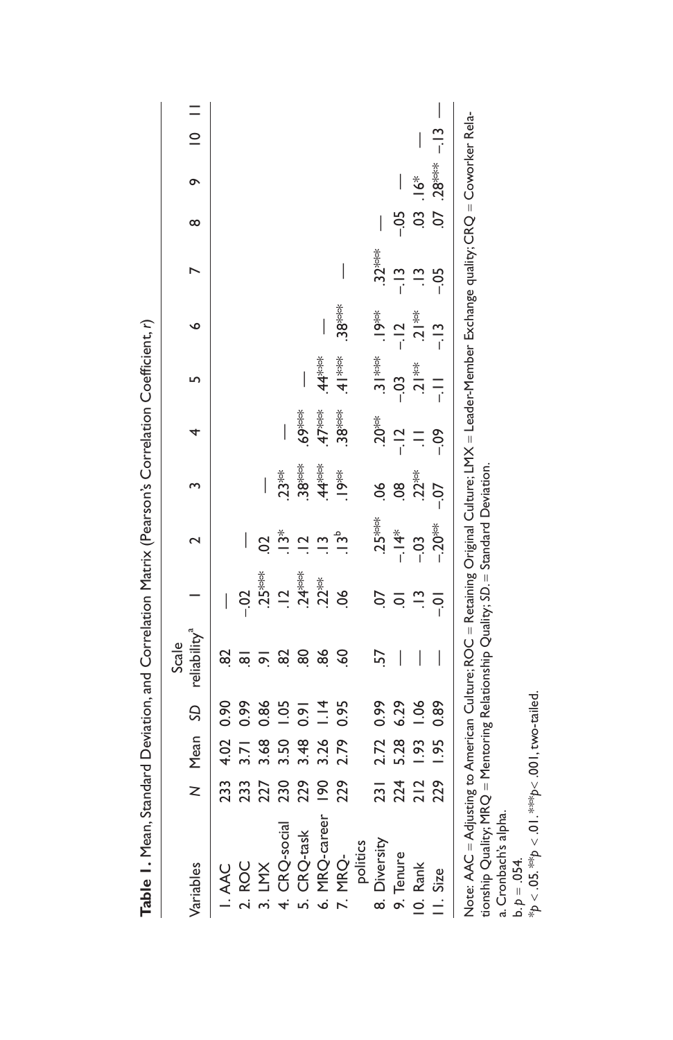**Table 1.** Mean, Standard Deviation, and Correlation Matrix (Pearson's Correlation Coefficient, r)

| Variables | N | Mean | SD | Scale reliability[a] | 1 | 2 | 3 | 4 | 5 | 6 | 7 | 8 | 9 | 10 | 11 |
|---|---|---|---|---|---|---|---|---|---|---|---|---|---|---|---|
| 1. AAC | 233 | 4.02 | 0.90 | .82 | — | | | | | | | | | | |
| 2. ROC | 233 | 3.71 | 0.99 | .81 | –.02 | — | | | | | | | | | |
| 3. LMX | 227 | 3.68 | 0.86 | .91 | .25*** | .02 | — | | | | | | | | |
| 4. CRQ-social | 230 | 3.50 | 1.05 | .82 | .12 | .13* | .23** | — | | | | | | | |
| 5. CRQ-task | 229 | 3.48 | 0.91 | .80 | .24*** | .12 | .38*** | .69*** | — | | | | | | |
| 6. MRQ-career | 190 | 3.26 | 1.14 | .86 | .22** | .13 | .44*** | .47*** | .44*** | — | | | | | |
| 7. MRQ-politics | 229 | 2.79 | 0.95 | .60 | .06 | .13[b] | .19** | .38*** | .41*** | .38*** | — | | | | |
| 8. Diversity | 231 | 2.72 | 0.99 | .57 | .07 | .25*** | .06 | .20** | .31*** | .19** | .32*** | — | | | |
| 9. Tenure | 224 | 5.28 | 6.29 | — | .01 | –.14* | .08 | –.12 | –.03 | –.12 | –.13 | –.05 | — | | |
| 10. Rank | 212 | 1.93 | 1.06 | — | .13 | –.03 | .22** | .11 | .21** | .21** | .13 | .03 | .16* | — | |
| 11. Size | 229 | 1.95 | 0.89 | — | –.01 | –.20** | –.07 | –.09 | –.11 | –.13 | –.05 | .07 | .28*** | –.13 | — |

Note: AAC = Adjusting to American Culture; ROC = Retaining Original Culture; LMX = Leader-Member Exchange quality; CRQ = Coworker Relationship Quality; MRQ = Mentoring Relationship Quality; SD. = Standard Deviation.

a. Cronbach's alpha.

b. $p = .054$.

*$p < .05$. **$p < .01$. ***$p < .001$, two-tailed.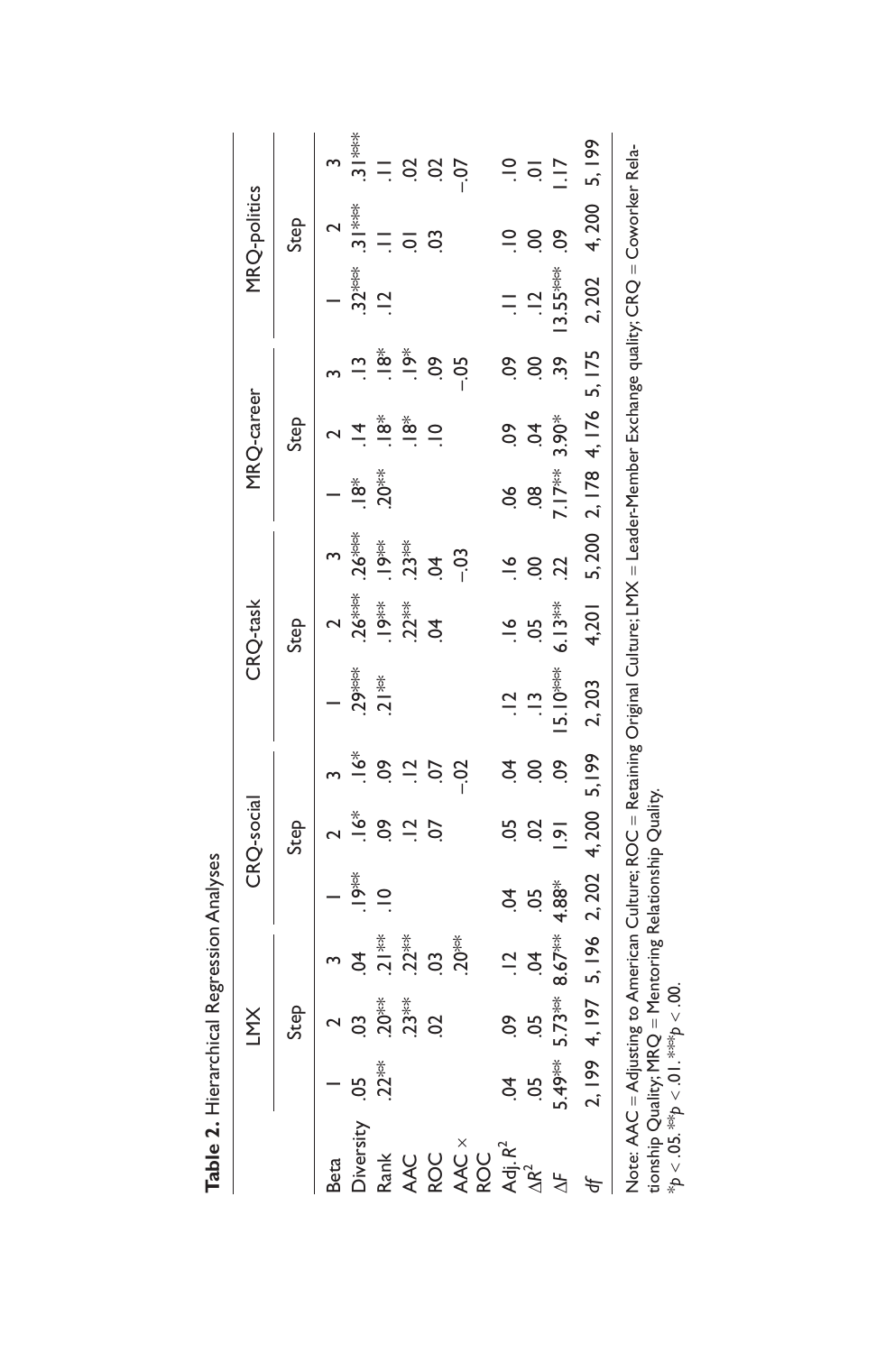**Table 2.** Hierarchical Regression Analyses

| | LMX | | | CRQ-social | | | CRQ-task | | | MRQ-career | | | MRQ-politics | | |
|---|---|---|---|---|---|---|---|---|---|---|---|---|---|---|---|
| | Step | | | Step | | | Step | | | Step | | | Step | | |
| Beta | 1 | 2 | 3 | 1 | 2 | 3 | 1 | 2 | 3 | 1 | 2 | 3 | 1 | 2 | 3 |
| Diversity | .05 | .03 | .04 | .19** | .16* | .16* | .29*** | .26*** | .26*** | .18* | .14 | .13 | .32*** | .31*** | .31*** |
| Rank | .22** | .20** | .21** | .10 | .09 | .09 | .21** | .19** | .19** | .20** | .18* | .18* | .12 | .11 | .11 |
| AAC | | .23** | .22** | | .12 | .12 | | .22** | .23** | | .18* | .19* | | .01 | .02 |
| ROC | | .02 | .03 | | .07 | .07 | | .04 | .04 | | .10 | .09 | | .03 | .02 |
| AAC × ROC | | | .20** | | | –.02 | | | –.03 | | | –.05 | | | –.07 |
| Adj. $R^2$ | .04 | .09 | .12 | .04 | .05 | .04 | .12 | .16 | .16 | .06 | .09 | .09 | .11 | .10 | .10 |
| $\Delta R^2$ | .05 | .05 | .04 | .05 | .02 | .00 | .13 | .05 | .00 | .08 | .04 | .00 | .12 | .00 | .01 |
| $\Delta F$ | 5.49** | 5.73** | 8.67** | 4.88* | 1.91 | .09 | 15.10*** | 6.13** | .22 | 7.17** | 3.90* | .39 | 13.55*** | .09 | 1.17 |
| *df* | 2, 199 | 4, 197 | 5, 196 | 2, 202 | 4, 200 | 5, 199 | 2, 203 | 4,201 | 5, 200 | 2, 178 | 4, 176 | 5, 175 | 2, 202 | 4, 200 | 5, 199 |

Note: AAC = Adjusting to American Culture; ROC = Retaining Original Culture; LMX = Leader-Member Exchange quality; CRQ = Coworker Relationship Quality; MRQ = Mentoring Relationship Quality.
$*p < .05$. $**p < .01$. $***p < .00$.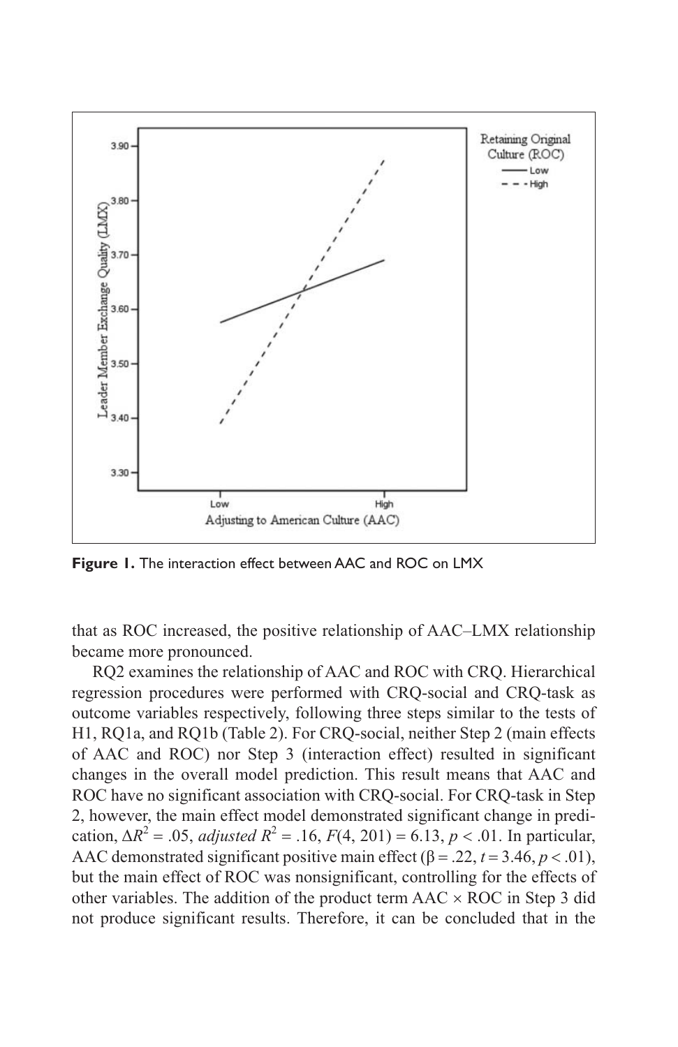**Figure 1.** The interaction effect between AAC and ROC on LMX

that as ROC increased, the positive relationship of AAC–LMX relationship became more pronounced.

RQ2 examines the relationship of AAC and ROC with CRQ. Hierarchical regression procedures were performed with CRQ-social and CRQ-task as outcome variables respectively, following three steps similar to the tests of H1, RQ1a, and RQ1b (Table 2). For CRQ-social, neither Step 2 (main effects of AAC and ROC) nor Step 3 (interaction effect) resulted in significant changes in the overall model prediction. This result means that AAC and ROC have no significant association with CRQ-social. For CRQ-task in Step 2, however, the main effect model demonstrated significant change in prediction, $\Delta R^2 = .05$, *adjusted* $R^2 = .16$, $F(4, 201) = 6.13$, $p < .01$. In particular, AAC demonstrated significant positive main effect ($\beta = .22$, $t = 3.46$, $p < .01$), but the main effect of ROC was nonsignificant, controlling for the effects of other variables. The addition of the product term AAC × ROC in Step 3 did not produce significant results. Therefore, it can be concluded that in the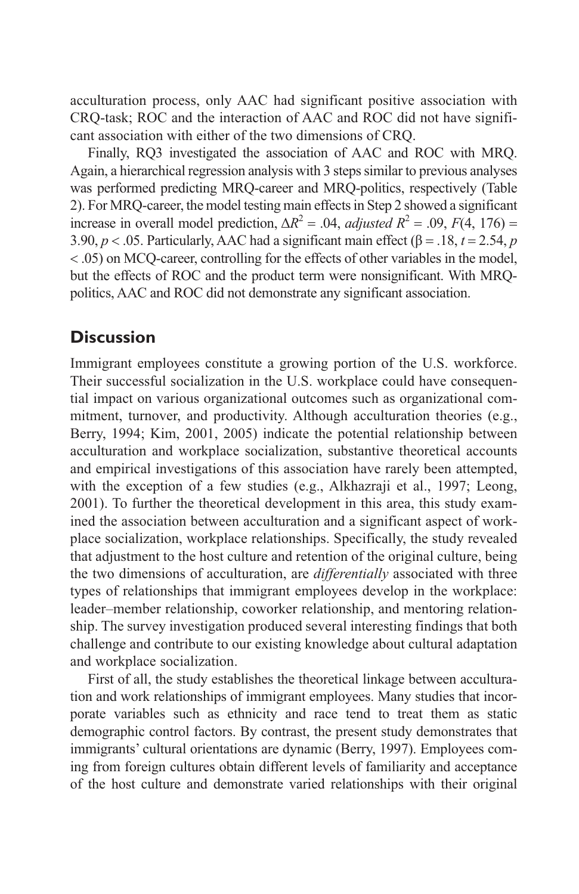acculturation process, only AAC had significant positive association with CRQ-task; ROC and the interaction of AAC and ROC did not have significant association with either of the two dimensions of CRQ.

Finally, RQ3 investigated the association of AAC and ROC with MRQ. Again, a hierarchical regression analysis with 3 steps similar to previous analyses was performed predicting MRQ-career and MRQ-politics, respectively (Table 2). For MRQ-career, the model testing main effects in Step 2 showed a significant increase in overall model prediction, $\Delta R^2 = .04$, *adjusted* $R^2 = .09$, $F(4, 176) = 3.90$, $p < .05$. Particularly, AAC had a significant main effect ($\beta = .18$, $t = 2.54$, $p < .05$) on MCQ-career, controlling for the effects of other variables in the model, but the effects of ROC and the product term were nonsignificant. With MRQ-politics, AAC and ROC did not demonstrate any significant association.

## Discussion

Immigrant employees constitute a growing portion of the U.S. workforce. Their successful socialization in the U.S. workplace could have consequential impact on various organizational outcomes such as organizational commitment, turnover, and productivity. Although acculturation theories (e.g., Berry, 1994; Kim, 2001, 2005) indicate the potential relationship between acculturation and workplace socialization, substantive theoretical accounts and empirical investigations of this association have rarely been attempted, with the exception of a few studies (e.g., Alkhazraji et al., 1997; Leong, 2001). To further the theoretical development in this area, this study examined the association between acculturation and a significant aspect of workplace socialization, workplace relationships. Specifically, the study revealed that adjustment to the host culture and retention of the original culture, being the two dimensions of acculturation, are *differentially* associated with three types of relationships that immigrant employees develop in the workplace: leader–member relationship, coworker relationship, and mentoring relationship. The survey investigation produced several interesting findings that both challenge and contribute to our existing knowledge about cultural adaptation and workplace socialization.

First of all, the study establishes the theoretical linkage between acculturation and work relationships of immigrant employees. Many studies that incorporate variables such as ethnicity and race tend to treat them as static demographic control factors. By contrast, the present study demonstrates that immigrants' cultural orientations are dynamic (Berry, 1997). Employees coming from foreign cultures obtain different levels of familiarity and acceptance of the host culture and demonstrate varied relationships with their original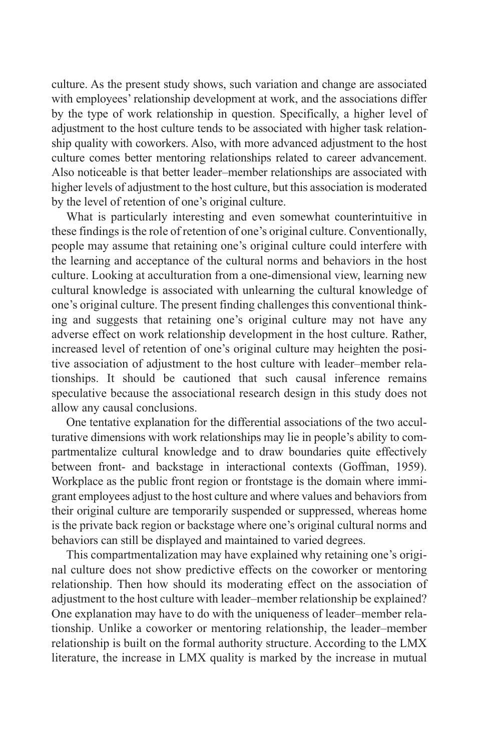culture. As the present study shows, such variation and change are associated with employees' relationship development at work, and the associations differ by the type of work relationship in question. Specifically, a higher level of adjustment to the host culture tends to be associated with higher task relationship quality with coworkers. Also, with more advanced adjustment to the host culture comes better mentoring relationships related to career advancement. Also noticeable is that better leader–member relationships are associated with higher levels of adjustment to the host culture, but this association is moderated by the level of retention of one's original culture.

What is particularly interesting and even somewhat counterintuitive in these findings is the role of retention of one's original culture. Conventionally, people may assume that retaining one's original culture could interfere with the learning and acceptance of the cultural norms and behaviors in the host culture. Looking at acculturation from a one-dimensional view, learning new cultural knowledge is associated with unlearning the cultural knowledge of one's original culture. The present finding challenges this conventional thinking and suggests that retaining one's original culture may not have any adverse effect on work relationship development in the host culture. Rather, increased level of retention of one's original culture may heighten the positive association of adjustment to the host culture with leader–member relationships. It should be cautioned that such causal inference remains speculative because the associational research design in this study does not allow any causal conclusions.

One tentative explanation for the differential associations of the two acculturative dimensions with work relationships may lie in people's ability to compartmentalize cultural knowledge and to draw boundaries quite effectively between front- and backstage in interactional contexts (Goffman, 1959). Workplace as the public front region or frontstage is the domain where immigrant employees adjust to the host culture and where values and behaviors from their original culture are temporarily suspended or suppressed, whereas home is the private back region or backstage where one's original cultural norms and behaviors can still be displayed and maintained to varied degrees.

This compartmentalization may have explained why retaining one's original culture does not show predictive effects on the coworker or mentoring relationship. Then how should its moderating effect on the association of adjustment to the host culture with leader–member relationship be explained? One explanation may have to do with the uniqueness of leader–member relationship. Unlike a coworker or mentoring relationship, the leader–member relationship is built on the formal authority structure. According to the LMX literature, the increase in LMX quality is marked by the increase in mutual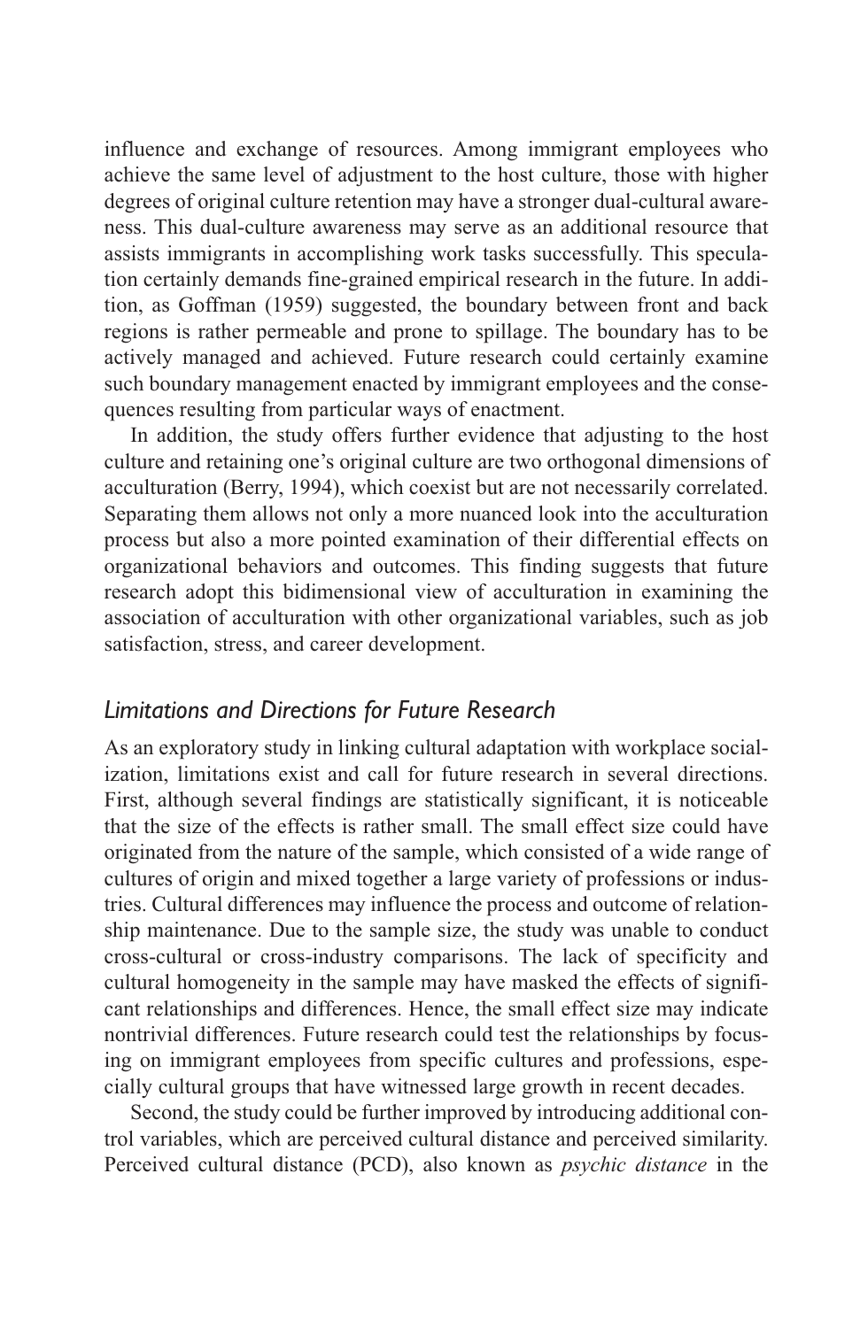influence and exchange of resources. Among immigrant employees who achieve the same level of adjustment to the host culture, those with higher degrees of original culture retention may have a stronger dual-cultural awareness. This dual-culture awareness may serve as an additional resource that assists immigrants in accomplishing work tasks successfully. This speculation certainly demands fine-grained empirical research in the future. In addition, as Goffman (1959) suggested, the boundary between front and back regions is rather permeable and prone to spillage. The boundary has to be actively managed and achieved. Future research could certainly examine such boundary management enacted by immigrant employees and the consequences resulting from particular ways of enactment.

In addition, the study offers further evidence that adjusting to the host culture and retaining one's original culture are two orthogonal dimensions of acculturation (Berry, 1994), which coexist but are not necessarily correlated. Separating them allows not only a more nuanced look into the acculturation process but also a more pointed examination of their differential effects on organizational behaviors and outcomes. This finding suggests that future research adopt this bidimensional view of acculturation in examining the association of acculturation with other organizational variables, such as job satisfaction, stress, and career development.

## *Limitations and Directions for Future Research*

As an exploratory study in linking cultural adaptation with workplace socialization, limitations exist and call for future research in several directions. First, although several findings are statistically significant, it is noticeable that the size of the effects is rather small. The small effect size could have originated from the nature of the sample, which consisted of a wide range of cultures of origin and mixed together a large variety of professions or industries. Cultural differences may influence the process and outcome of relationship maintenance. Due to the sample size, the study was unable to conduct cross-cultural or cross-industry comparisons. The lack of specificity and cultural homogeneity in the sample may have masked the effects of significant relationships and differences. Hence, the small effect size may indicate nontrivial differences. Future research could test the relationships by focusing on immigrant employees from specific cultures and professions, especially cultural groups that have witnessed large growth in recent decades.

Second, the study could be further improved by introducing additional control variables, which are perceived cultural distance and perceived similarity. Perceived cultural distance (PCD), also known as *psychic distance* in the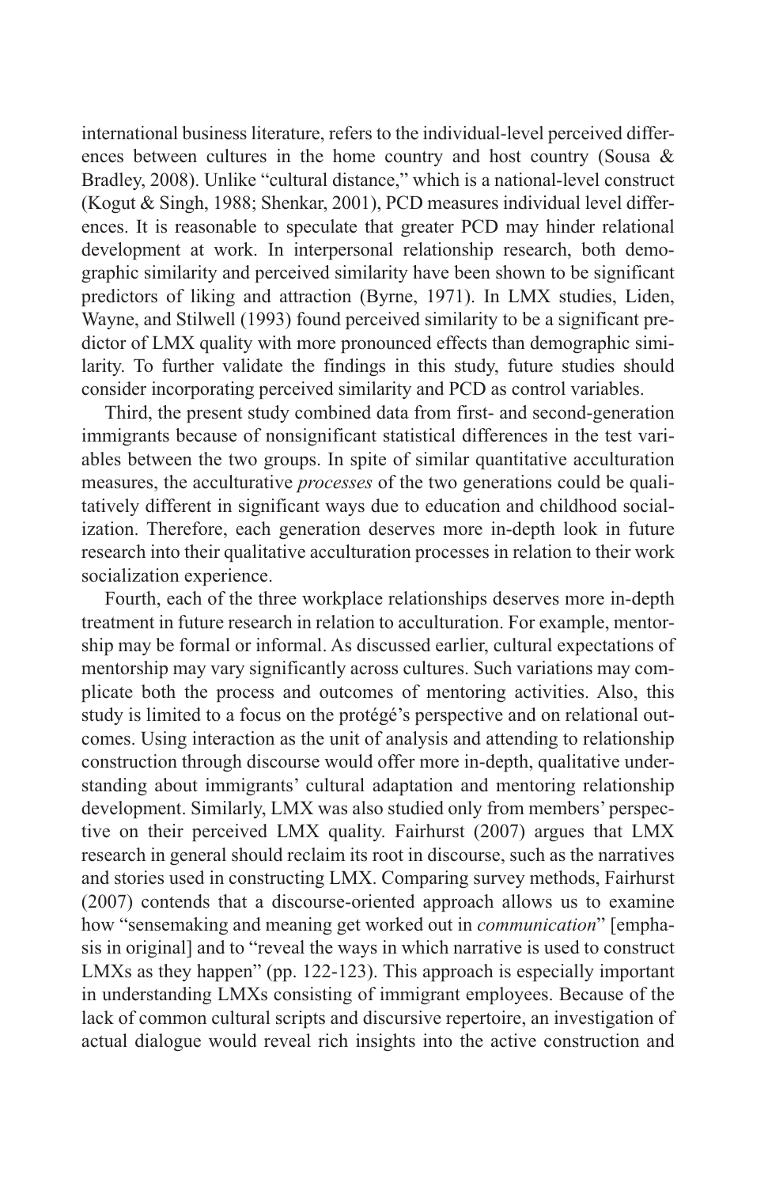international business literature, refers to the individual-level perceived differences between cultures in the home country and host country (Sousa & Bradley, 2008). Unlike "cultural distance," which is a national-level construct (Kogut & Singh, 1988; Shenkar, 2001), PCD measures individual level differences. It is reasonable to speculate that greater PCD may hinder relational development at work. In interpersonal relationship research, both demographic similarity and perceived similarity have been shown to be significant predictors of liking and attraction (Byrne, 1971). In LMX studies, Liden, Wayne, and Stilwell (1993) found perceived similarity to be a significant predictor of LMX quality with more pronounced effects than demographic similarity. To further validate the findings in this study, future studies should consider incorporating perceived similarity and PCD as control variables.

Third, the present study combined data from first- and second-generation immigrants because of nonsignificant statistical differences in the test variables between the two groups. In spite of similar quantitative acculturation measures, the acculturative *processes* of the two generations could be qualitatively different in significant ways due to education and childhood socialization. Therefore, each generation deserves more in-depth look in future research into their qualitative acculturation processes in relation to their work socialization experience.

Fourth, each of the three workplace relationships deserves more in-depth treatment in future research in relation to acculturation. For example, mentorship may be formal or informal. As discussed earlier, cultural expectations of mentorship may vary significantly across cultures. Such variations may complicate both the process and outcomes of mentoring activities. Also, this study is limited to a focus on the protégé's perspective and on relational outcomes. Using interaction as the unit of analysis and attending to relationship construction through discourse would offer more in-depth, qualitative understanding about immigrants' cultural adaptation and mentoring relationship development. Similarly, LMX was also studied only from members' perspective on their perceived LMX quality. Fairhurst (2007) argues that LMX research in general should reclaim its root in discourse, such as the narratives and stories used in constructing LMX. Comparing survey methods, Fairhurst (2007) contends that a discourse-oriented approach allows us to examine how "sensemaking and meaning get worked out in *communication*" [emphasis in original] and to "reveal the ways in which narrative is used to construct LMXs as they happen" (pp. 122-123). This approach is especially important in understanding LMXs consisting of immigrant employees. Because of the lack of common cultural scripts and discursive repertoire, an investigation of actual dialogue would reveal rich insights into the active construction and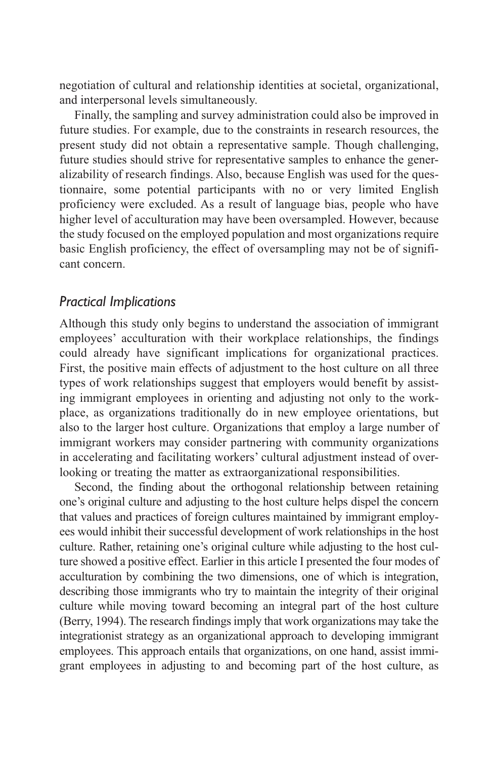negotiation of cultural and relationship identities at societal, organizational, and interpersonal levels simultaneously.

Finally, the sampling and survey administration could also be improved in future studies. For example, due to the constraints in research resources, the present study did not obtain a representative sample. Though challenging, future studies should strive for representative samples to enhance the generalizability of research findings. Also, because English was used for the questionnaire, some potential participants with no or very limited English proficiency were excluded. As a result of language bias, people who have higher level of acculturation may have been oversampled. However, because the study focused on the employed population and most organizations require basic English proficiency, the effect of oversampling may not be of significant concern.

## *Practical Implications*

Although this study only begins to understand the association of immigrant employees' acculturation with their workplace relationships, the findings could already have significant implications for organizational practices. First, the positive main effects of adjustment to the host culture on all three types of work relationships suggest that employers would benefit by assisting immigrant employees in orienting and adjusting not only to the workplace, as organizations traditionally do in new employee orientations, but also to the larger host culture. Organizations that employ a large number of immigrant workers may consider partnering with community organizations in accelerating and facilitating workers' cultural adjustment instead of overlooking or treating the matter as extraorganizational responsibilities.

Second, the finding about the orthogonal relationship between retaining one's original culture and adjusting to the host culture helps dispel the concern that values and practices of foreign cultures maintained by immigrant employees would inhibit their successful development of work relationships in the host culture. Rather, retaining one's original culture while adjusting to the host culture showed a positive effect. Earlier in this article I presented the four modes of acculturation by combining the two dimensions, one of which is integration, describing those immigrants who try to maintain the integrity of their original culture while moving toward becoming an integral part of the host culture (Berry, 1994). The research findings imply that work organizations may take the integrationist strategy as an organizational approach to developing immigrant employees. This approach entails that organizations, on one hand, assist immigrant employees in adjusting to and becoming part of the host culture, as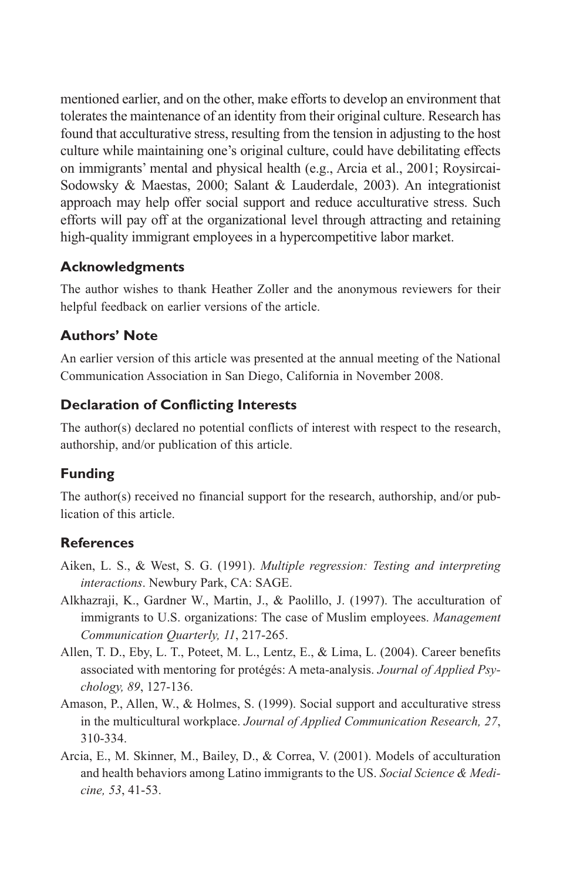mentioned earlier, and on the other, make efforts to develop an environment that tolerates the maintenance of an identity from their original culture. Research has found that acculturative stress, resulting from the tension in adjusting to the host culture while maintaining one's original culture, could have debilitating effects on immigrants' mental and physical health (e.g., Arcia et al., 2001; Roysircai-Sodowsky & Maestas, 2000; Salant & Lauderdale, 2003). An integrationist approach may help offer social support and reduce acculturative stress. Such efforts will pay off at the organizational level through attracting and retaining high-quality immigrant employees in a hypercompetitive labor market.

## Acknowledgments

The author wishes to thank Heather Zoller and the anonymous reviewers for their helpful feedback on earlier versions of the article.

## Authors' Note

An earlier version of this article was presented at the annual meeting of the National Communication Association in San Diego, California in November 2008.

## Declaration of Conflicting Interests

The author(s) declared no potential conflicts of interest with respect to the research, authorship, and/or publication of this article.

## Funding

The author(s) received no financial support for the research, authorship, and/or publication of this article.

## References

Aiken, L. S., & West, S. G. (1991). *Multiple regression: Testing and interpreting interactions*. Newbury Park, CA: SAGE.

Alkhazraji, K., Gardner W., Martin, J., & Paolillo, J. (1997). The acculturation of immigrants to U.S. organizations: The case of Muslim employees. *Management Communication Quarterly, 11*, 217-265.

Allen, T. D., Eby, L. T., Poteet, M. L., Lentz, E., & Lima, L. (2004). Career benefits associated with mentoring for protégés: A meta-analysis. *Journal of Applied Psychology, 89*, 127-136.

Amason, P., Allen, W., & Holmes, S. (1999). Social support and acculturative stress in the multicultural workplace. *Journal of Applied Communication Research, 27*, 310-334.

Arcia, E., M. Skinner, M., Bailey, D., & Correa, V. (2001). Models of acculturation and health behaviors among Latino immigrants to the US. *Social Science & Medicine, 53*, 41-53.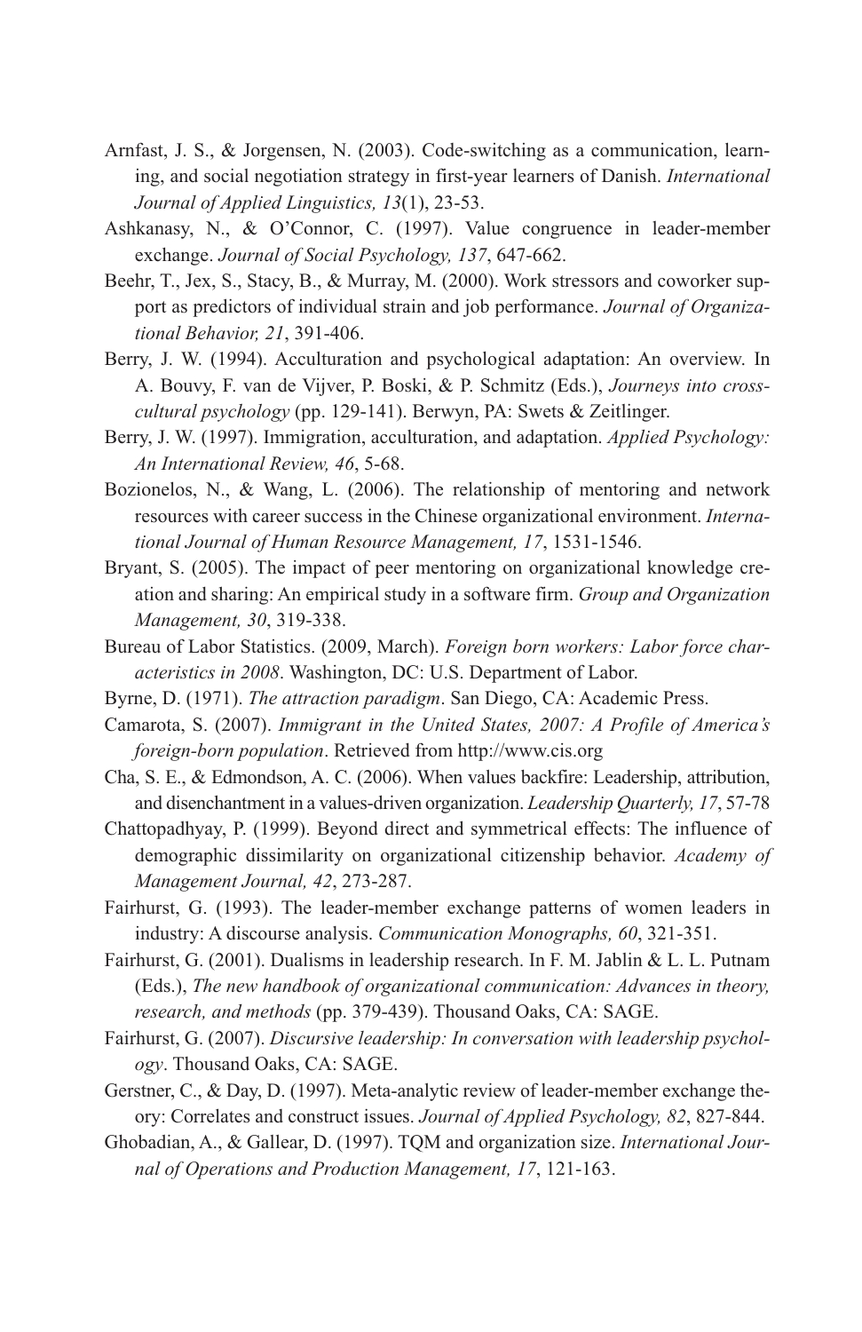Arnfast, J. S., & Jorgensen, N. (2003). Code-switching as a communication, learning, and social negotiation strategy in first-year learners of Danish. *International Journal of Applied Linguistics, 13*(1), 23-53.

Ashkanasy, N., & O'Connor, C. (1997). Value congruence in leader-member exchange. *Journal of Social Psychology, 137*, 647-662.

Beehr, T., Jex, S., Stacy, B., & Murray, M. (2000). Work stressors and coworker support as predictors of individual strain and job performance. *Journal of Organizational Behavior, 21*, 391-406.

Berry, J. W. (1994). Acculturation and psychological adaptation: An overview. In A. Bouvy, F. van de Vijver, P. Boski, & P. Schmitz (Eds.), *Journeys into cross-cultural psychology* (pp. 129-141). Berwyn, PA: Swets & Zeitlinger.

Berry, J. W. (1997). Immigration, acculturation, and adaptation. *Applied Psychology: An International Review, 46*, 5-68.

Bozionelos, N., & Wang, L. (2006). The relationship of mentoring and network resources with career success in the Chinese organizational environment. *International Journal of Human Resource Management, 17*, 1531-1546.

Bryant, S. (2005). The impact of peer mentoring on organizational knowledge creation and sharing: An empirical study in a software firm. *Group and Organization Management, 30*, 319-338.

Bureau of Labor Statistics. (2009, March). *Foreign born workers: Labor force characteristics in 2008*. Washington, DC: U.S. Department of Labor.

Byrne, D. (1971). *The attraction paradigm*. San Diego, CA: Academic Press.

Camarota, S. (2007). *Immigrant in the United States, 2007: A Profile of America's foreign-born population*. Retrieved from http://www.cis.org

Cha, S. E., & Edmondson, A. C. (2006). When values backfire: Leadership, attribution, and disenchantment in a values-driven organization. *Leadership Quarterly, 17*, 57-78

Chattopadhyay, P. (1999). Beyond direct and symmetrical effects: The influence of demographic dissimilarity on organizational citizenship behavior. *Academy of Management Journal, 42*, 273-287.

Fairhurst, G. (1993). The leader-member exchange patterns of women leaders in industry: A discourse analysis. *Communication Monographs, 60*, 321-351.

Fairhurst, G. (2001). Dualisms in leadership research. In F. M. Jablin & L. L. Putnam (Eds.), *The new handbook of organizational communication: Advances in theory, research, and methods* (pp. 379-439). Thousand Oaks, CA: SAGE.

Fairhurst, G. (2007). *Discursive leadership: In conversation with leadership psychology*. Thousand Oaks, CA: SAGE.

Gerstner, C., & Day, D. (1997). Meta-analytic review of leader-member exchange theory: Correlates and construct issues. *Journal of Applied Psychology, 82*, 827-844.

Ghobadian, A., & Gallear, D. (1997). TQM and organization size. *International Journal of Operations and Production Management, 17*, 121-163.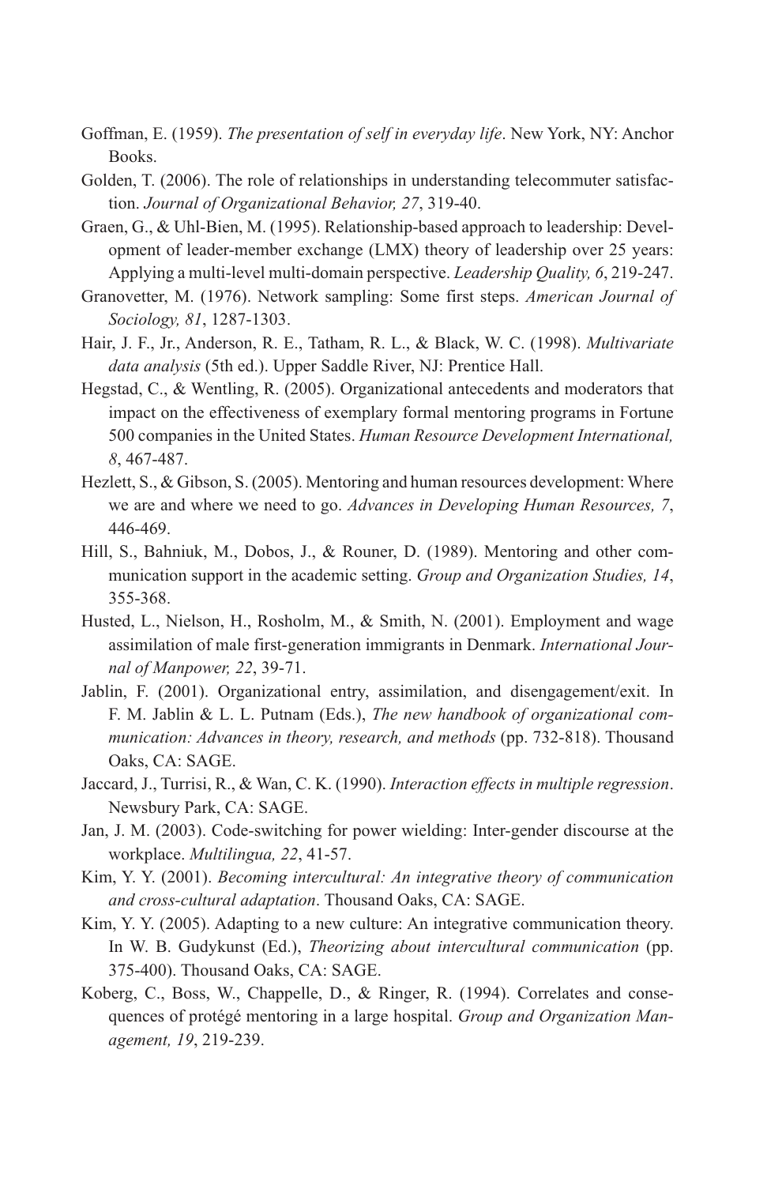Goffman, E. (1959). *The presentation of self in everyday life*. New York, NY: Anchor Books.

Golden, T. (2006). The role of relationships in understanding telecommuter satisfaction. *Journal of Organizational Behavior, 27*, 319-40.

Graen, G., & Uhl-Bien, M. (1995). Relationship-based approach to leadership: Development of leader-member exchange (LMX) theory of leadership over 25 years: Applying a multi-level multi-domain perspective. *Leadership Quality, 6*, 219-247.

Granovetter, M. (1976). Network sampling: Some first steps. *American Journal of Sociology, 81*, 1287-1303.

Hair, J. F., Jr., Anderson, R. E., Tatham, R. L., & Black, W. C. (1998). *Multivariate data analysis* (5th ed.). Upper Saddle River, NJ: Prentice Hall.

Hegstad, C., & Wentling, R. (2005). Organizational antecedents and moderators that impact on the effectiveness of exemplary formal mentoring programs in Fortune 500 companies in the United States. *Human Resource Development International, 8*, 467-487.

Hezlett, S., & Gibson, S. (2005). Mentoring and human resources development: Where we are and where we need to go. *Advances in Developing Human Resources, 7*, 446-469.

Hill, S., Bahniuk, M., Dobos, J., & Rouner, D. (1989). Mentoring and other communication support in the academic setting. *Group and Organization Studies, 14*, 355-368.

Husted, L., Nielson, H., Rosholm, M., & Smith, N. (2001). Employment and wage assimilation of male first-generation immigrants in Denmark. *International Journal of Manpower, 22*, 39-71.

Jablin, F. (2001). Organizational entry, assimilation, and disengagement/exit. In F. M. Jablin & L. L. Putnam (Eds.), *The new handbook of organizational communication: Advances in theory, research, and methods* (pp. 732-818). Thousand Oaks, CA: SAGE.

Jaccard, J., Turrisi, R., & Wan, C. K. (1990). *Interaction effects in multiple regression*. Newsbury Park, CA: SAGE.

Jan, J. M. (2003). Code-switching for power wielding: Inter-gender discourse at the workplace. *Multilingua, 22*, 41-57.

Kim, Y. Y. (2001). *Becoming intercultural: An integrative theory of communication and cross-cultural adaptation*. Thousand Oaks, CA: SAGE.

Kim, Y. Y. (2005). Adapting to a new culture: An integrative communication theory. In W. B. Gudykunst (Ed.), *Theorizing about intercultural communication* (pp. 375-400). Thousand Oaks, CA: SAGE.

Koberg, C., Boss, W., Chappelle, D., & Ringer, R. (1994). Correlates and consequences of protégé mentoring in a large hospital. *Group and Organization Management, 19*, 219-239.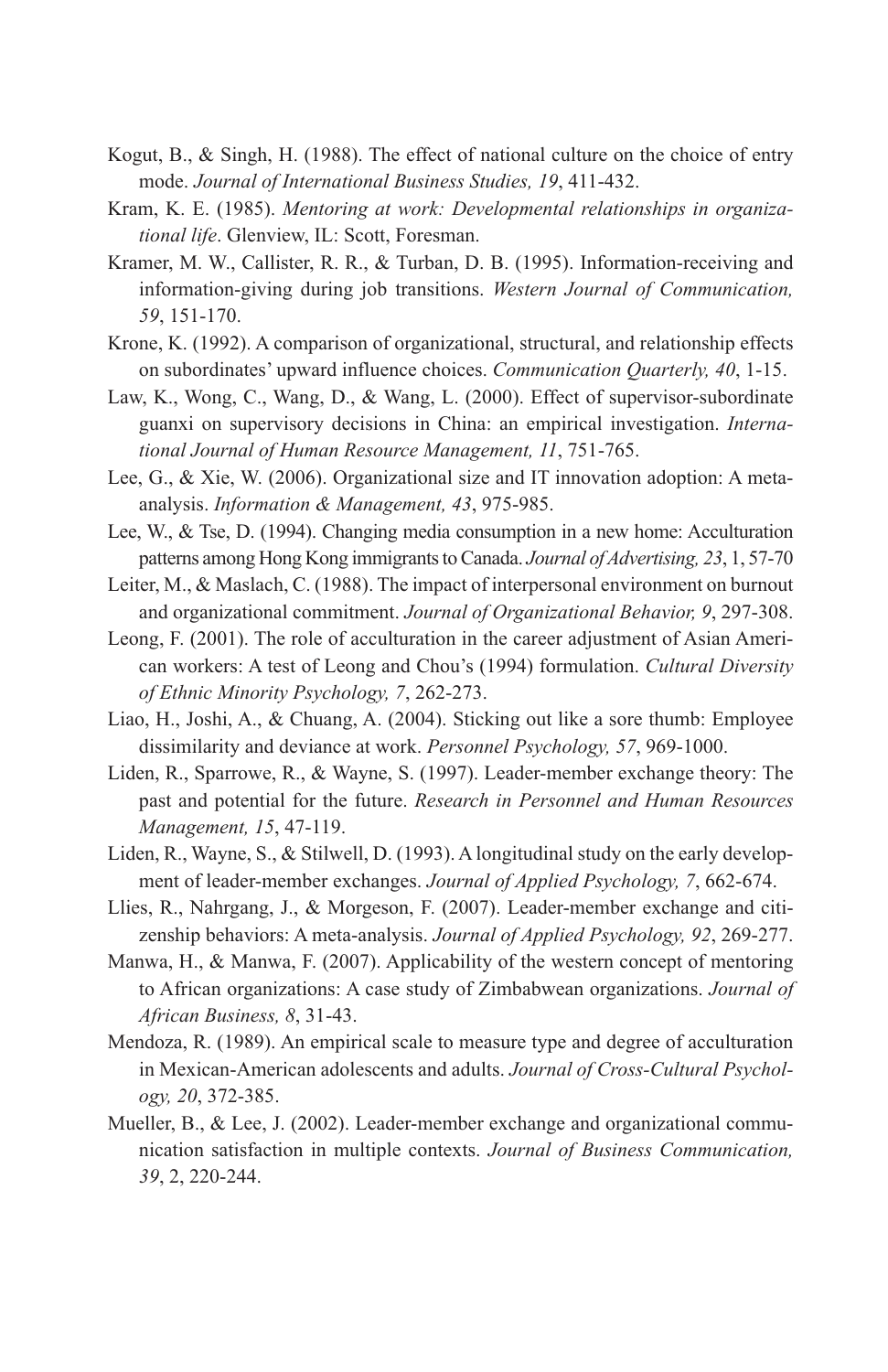Kogut, B., & Singh, H. (1988). The effect of national culture on the choice of entry mode. *Journal of International Business Studies, 19*, 411-432.

Kram, K. E. (1985). *Mentoring at work: Developmental relationships in organizational life*. Glenview, IL: Scott, Foresman.

Kramer, M. W., Callister, R. R., & Turban, D. B. (1995). Information-receiving and information-giving during job transitions. *Western Journal of Communication, 59*, 151-170.

Krone, K. (1992). A comparison of organizational, structural, and relationship effects on subordinates' upward influence choices. *Communication Quarterly, 40*, 1-15.

Law, K., Wong, C., Wang, D., & Wang, L. (2000). Effect of supervisor-subordinate guanxi on supervisory decisions in China: an empirical investigation. *International Journal of Human Resource Management, 11*, 751-765.

Lee, G., & Xie, W. (2006). Organizational size and IT innovation adoption: A meta-analysis. *Information & Management, 43*, 975-985.

Lee, W., & Tse, D. (1994). Changing media consumption in a new home: Acculturation patterns among Hong Kong immigrants to Canada. *Journal of Advertising, 23*, 1, 57-70

Leiter, M., & Maslach, C. (1988). The impact of interpersonal environment on burnout and organizational commitment. *Journal of Organizational Behavior, 9*, 297-308.

Leong, F. (2001). The role of acculturation in the career adjustment of Asian American workers: A test of Leong and Chou's (1994) formulation. *Cultural Diversity of Ethnic Minority Psychology, 7*, 262-273.

Liao, H., Joshi, A., & Chuang, A. (2004). Sticking out like a sore thumb: Employee dissimilarity and deviance at work. *Personnel Psychology, 57*, 969-1000.

Liden, R., Sparrowe, R., & Wayne, S. (1997). Leader-member exchange theory: The past and potential for the future. *Research in Personnel and Human Resources Management, 15*, 47-119.

Liden, R., Wayne, S., & Stilwell, D. (1993). A longitudinal study on the early development of leader-member exchanges. *Journal of Applied Psychology, 7*, 662-674.

Llies, R., Nahrgang, J., & Morgeson, F. (2007). Leader-member exchange and citizenship behaviors: A meta-analysis. *Journal of Applied Psychology, 92*, 269-277.

Manwa, H., & Manwa, F. (2007). Applicability of the western concept of mentoring to African organizations: A case study of Zimbabwean organizations. *Journal of African Business, 8*, 31-43.

Mendoza, R. (1989). An empirical scale to measure type and degree of acculturation in Mexican-American adolescents and adults. *Journal of Cross-Cultural Psychology, 20*, 372-385.

Mueller, B., & Lee, J. (2002). Leader-member exchange and organizational communication satisfaction in multiple contexts. *Journal of Business Communication, 39*, 2, 220-244.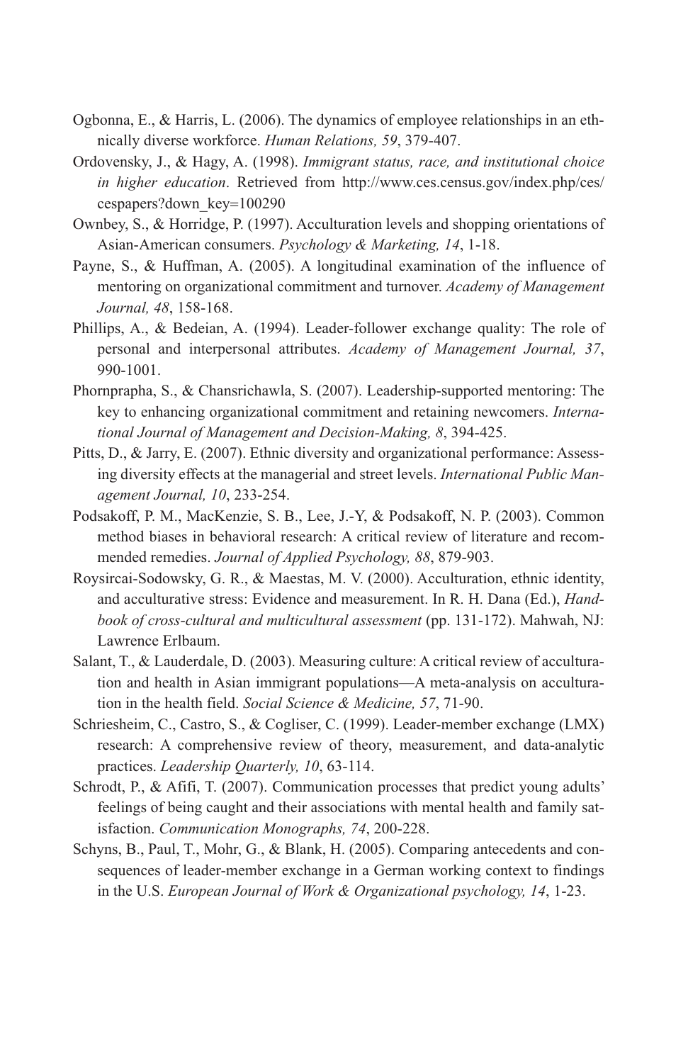Ogbonna, E., & Harris, L. (2006). The dynamics of employee relationships in an ethnically diverse workforce. *Human Relations, 59*, 379-407.

Ordovensky, J., & Hagy, A. (1998). *Immigrant status, race, and institutional choice in higher education*. Retrieved from http://www.ces.census.gov/index.php/ces/cespapers?down_key=100290

Ownbey, S., & Horridge, P. (1997). Acculturation levels and shopping orientations of Asian-American consumers. *Psychology & Marketing, 14*, 1-18.

Payne, S., & Huffman, A. (2005). A longitudinal examination of the influence of mentoring on organizational commitment and turnover. *Academy of Management Journal, 48*, 158-168.

Phillips, A., & Bedeian, A. (1994). Leader-follower exchange quality: The role of personal and interpersonal attributes. *Academy of Management Journal, 37*, 990-1001.

Phornprapha, S., & Chansrichawla, S. (2007). Leadership-supported mentoring: The key to enhancing organizational commitment and retaining newcomers. *International Journal of Management and Decision-Making, 8*, 394-425.

Pitts, D., & Jarry, E. (2007). Ethnic diversity and organizational performance: Assessing diversity effects at the managerial and street levels. *International Public Management Journal, 10*, 233-254.

Podsakoff, P. M., MacKenzie, S. B., Lee, J.-Y, & Podsakoff, N. P. (2003). Common method biases in behavioral research: A critical review of literature and recommended remedies. *Journal of Applied Psychology, 88*, 879-903.

Roysircai-Sodowsky, G. R., & Maestas, M. V. (2000). Acculturation, ethnic identity, and acculturative stress: Evidence and measurement. In R. H. Dana (Ed.), *Handbook of cross-cultural and multicultural assessment* (pp. 131-172). Mahwah, NJ: Lawrence Erlbaum.

Salant, T., & Lauderdale, D. (2003). Measuring culture: A critical review of acculturation and health in Asian immigrant populations—A meta-analysis on acculturation in the health field. *Social Science & Medicine, 57*, 71-90.

Schriesheim, C., Castro, S., & Cogliser, C. (1999). Leader-member exchange (LMX) research: A comprehensive review of theory, measurement, and data-analytic practices. *Leadership Quarterly, 10*, 63-114.

Schrodt, P., & Afifi, T. (2007). Communication processes that predict young adults' feelings of being caught and their associations with mental health and family satisfaction. *Communication Monographs, 74*, 200-228.

Schyns, B., Paul, T., Mohr, G., & Blank, H. (2005). Comparing antecedents and consequences of leader-member exchange in a German working context to findings in the U.S. *European Journal of Work & Organizational psychology, 14*, 1-23.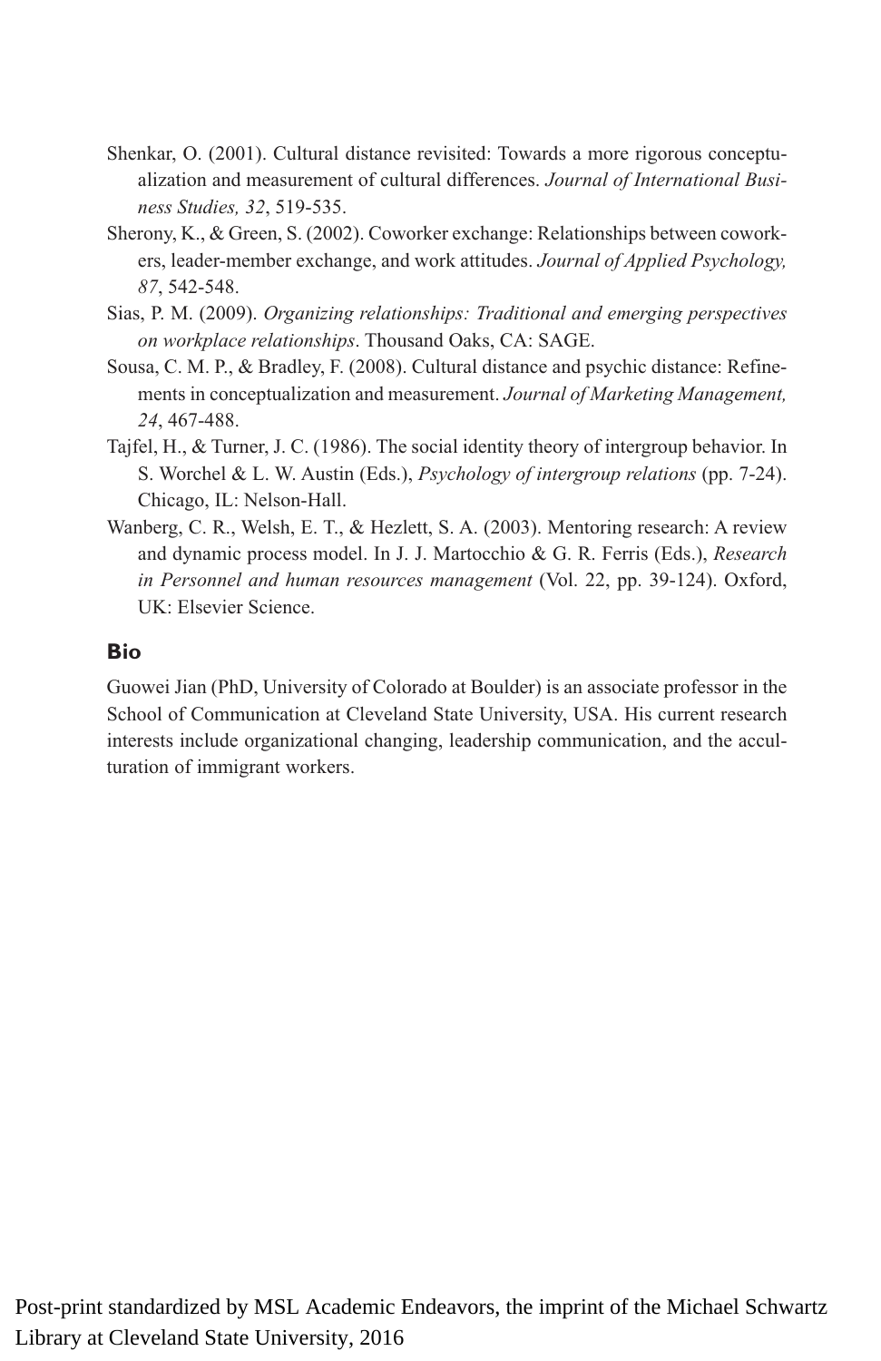Shenkar, O. (2001). Cultural distance revisited: Towards a more rigorous conceptualization and measurement of cultural differences. *Journal of International Business Studies, 32*, 519-535.

Sherony, K., & Green, S. (2002). Coworker exchange: Relationships between coworkers, leader-member exchange, and work attitudes. *Journal of Applied Psychology, 87*, 542-548.

Sias, P. M. (2009). *Organizing relationships: Traditional and emerging perspectives on workplace relationships*. Thousand Oaks, CA: SAGE.

Sousa, C. M. P., & Bradley, F. (2008). Cultural distance and psychic distance: Refinements in conceptualization and measurement. *Journal of Marketing Management, 24*, 467-488.

Tajfel, H., & Turner, J. C. (1986). The social identity theory of intergroup behavior. In S. Worchel & L. W. Austin (Eds.), *Psychology of intergroup relations* (pp. 7-24). Chicago, IL: Nelson-Hall.

Wanberg, C. R., Welsh, E. T., & Hezlett, S. A. (2003). Mentoring research: A review and dynamic process model. In J. J. Martocchio & G. R. Ferris (Eds.), *Research in Personnel and human resources management* (Vol. 22, pp. 39-124). Oxford, UK: Elsevier Science.

## Bio

Guowei Jian (PhD, University of Colorado at Boulder) is an associate professor in the School of Communication at Cleveland State University, USA. His current research interests include organizational changing, leadership communication, and the acculturation of immigrant workers.

Post-print standardized by MSL Academic Endeavors, the imprint of the Michael Schwartz Library at Cleveland State University, 2016